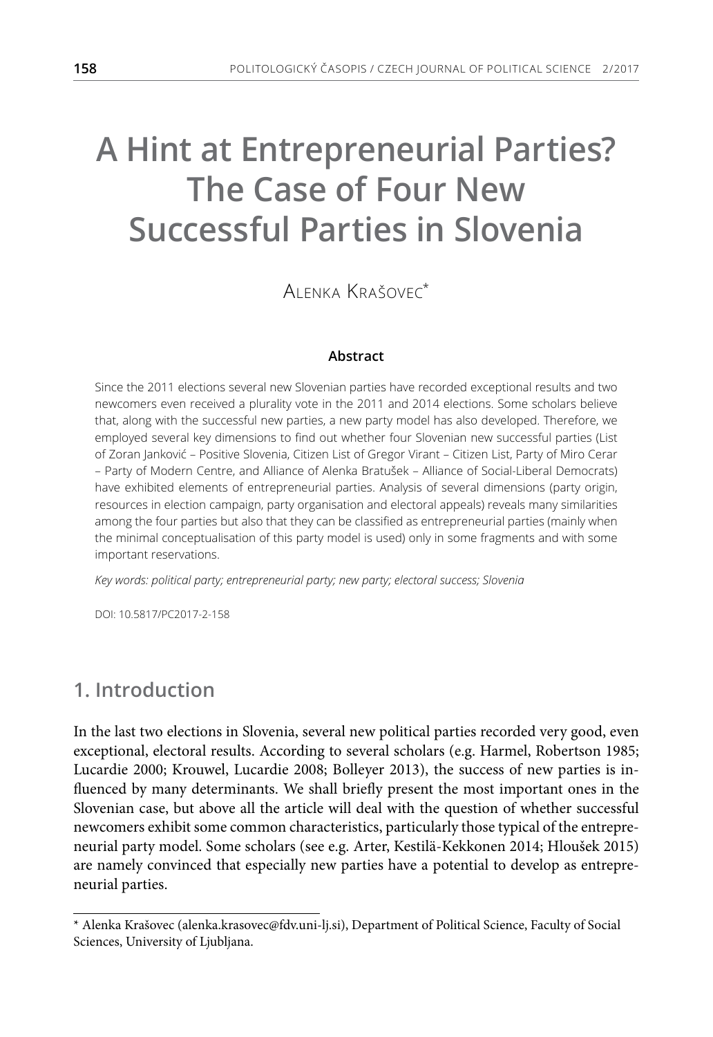# A Hint at Entrepreneurial Parties? The Case of Four New Successful Parties in Slovenia

Alenka Krašovec*

**Abstract**

Since the 2011 elections several new Slovenian parties have recorded exceptional results and two newcomers even received a plurality vote in the 2011 and 2014 elections. Some scholars believe that, along with the successful new parties, a new party model has also developed. Therefore, we employed several key dimensions to find out whether four Slovenian new successful parties (List of Zoran Janković – Positive Slovenia, Citizen List of Gregor Virant – Citizen List, Party of Miro Cerar – Party of Modern Centre, and Alliance of Alenka Bratušek – Alliance of Social-Liberal Democrats) have exhibited elements of entrepreneurial parties. Analysis of several dimensions (party origin, resources in election campaign, party organisation and electoral appeals) reveals many similarities among the four parties but also that they can be classified as entrepreneurial parties (mainly when the minimal conceptualisation of this party model is used) only in some fragments and with some important reservations.

*Key words: political party; entrepreneurial party; new party; electoral success; Slovenia*

DOI: 10.5817/PC2017-2-158

## 1. Introduction

In the last two elections in Slovenia, several new political parties recorded very good, even exceptional, electoral results. According to several scholars (e.g. Harmel, Robertson 1985; Lucardie 2000; Krouwel, Lucardie 2008; Bolleyer 2013), the success of new parties is influenced by many determinants. We shall briefly present the most important ones in the Slovenian case, but above all the article will deal with the question of whether successful newcomers exhibit some common characteristics, particularly those typical of the entrepreneurial party model. Some scholars (see e.g. Arter, Kestilä-Kekkonen 2014; Hloušek 2015) are namely convinced that especially new parties have a potential to develop as entrepreneurial parties.

---

* Alenka Krašovec (alenka.krasovec@fdv.uni-lj.si), Department of Political Science, Faculty of Social Sciences, University of Ljubljana.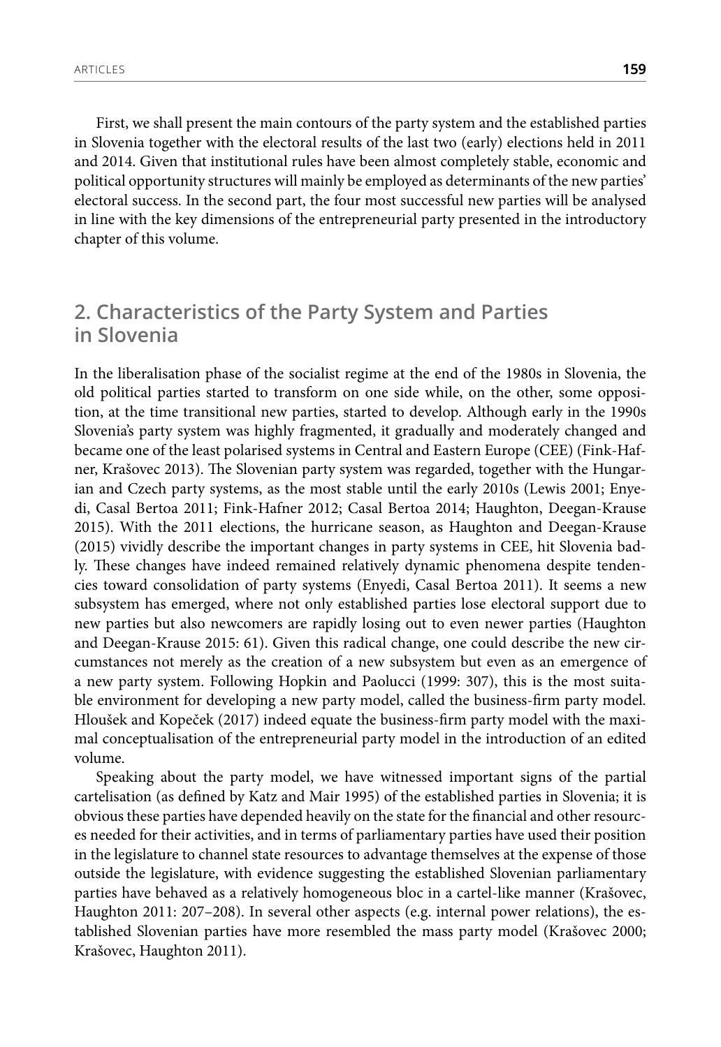First, we shall present the main contours of the party system and the established parties in Slovenia together with the electoral results of the last two (early) elections held in 2011 and 2014. Given that institutional rules have been almost completely stable, economic and political opportunity structures will mainly be employed as determinants of the new parties' electoral success. In the second part, the four most successful new parties will be analysed in line with the key dimensions of the entrepreneurial party presented in the introductory chapter of this volume.

## 2. Characteristics of the Party System and Parties in Slovenia

In the liberalisation phase of the socialist regime at the end of the 1980s in Slovenia, the old political parties started to transform on one side while, on the other, some opposition, at the time transitional new parties, started to develop. Although early in the 1990s Slovenia's party system was highly fragmented, it gradually and moderately changed and became one of the least polarised systems in Central and Eastern Europe (CEE) (Fink-Hafner, Krašovec 2013). The Slovenian party system was regarded, together with the Hungarian and Czech party systems, as the most stable until the early 2010s (Lewis 2001; Enyedi, Casal Bertoa 2011; Fink-Hafner 2012; Casal Bertoa 2014; Haughton, Deegan-Krause 2015). With the 2011 elections, the hurricane season, as Haughton and Deegan-Krause (2015) vividly describe the important changes in party systems in CEE, hit Slovenia badly. These changes have indeed remained relatively dynamic phenomena despite tendencies toward consolidation of party systems (Enyedi, Casal Bertoa 2011). It seems a new subsystem has emerged, where not only established parties lose electoral support due to new parties but also newcomers are rapidly losing out to even newer parties (Haughton and Deegan-Krause 2015: 61). Given this radical change, one could describe the new circumstances not merely as the creation of a new subsystem but even as an emergence of a new party system. Following Hopkin and Paolucci (1999: 307), this is the most suitable environment for developing a new party model, called the business-firm party model. Hloušek and Kopeček (2017) indeed equate the business-firm party model with the maximal conceptualisation of the entrepreneurial party model in the introduction of an edited volume.

Speaking about the party model, we have witnessed important signs of the partial cartelisation (as defined by Katz and Mair 1995) of the established parties in Slovenia; it is obvious these parties have depended heavily on the state for the financial and other resources needed for their activities, and in terms of parliamentary parties have used their position in the legislature to channel state resources to advantage themselves at the expense of those outside the legislature, with evidence suggesting the established Slovenian parliamentary parties have behaved as a relatively homogeneous bloc in a cartel-like manner (Krašovec, Haughton 2011: 207–208). In several other aspects (e.g. internal power relations), the established Slovenian parties have more resembled the mass party model (Krašovec 2000; Krašovec, Haughton 2011).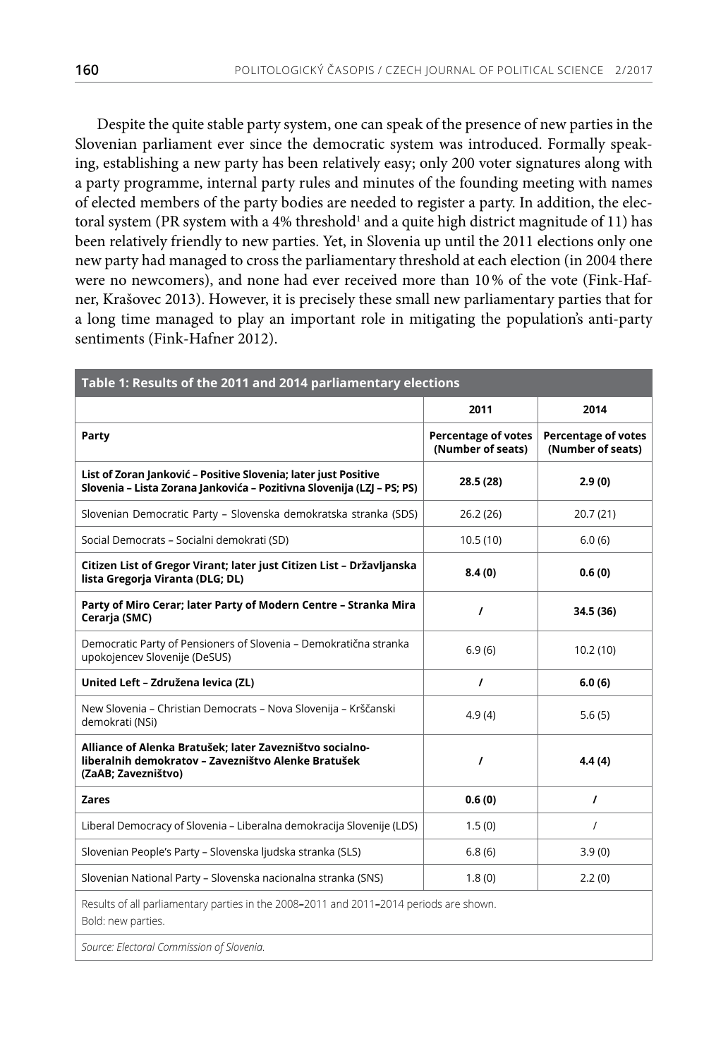Despite the quite stable party system, one can speak of the presence of new parties in the Slovenian parliament ever since the democratic system was introduced. Formally speaking, establishing a new party has been relatively easy; only 200 voter signatures along with a party programme, internal party rules and minutes of the founding meeting with names of elected members of the party bodies are needed to register a party. In addition, the electoral system (PR system with a 4% threshold[1] and a quite high district magnitude of 11) has been relatively friendly to new parties. Yet, in Slovenia up until the 2011 elections only one new party had managed to cross the parliamentary threshold at each election (in 2004 there were no newcomers), and none had ever received more than 10 % of the vote (Fink-Hafner, Krašovec 2013). However, it is precisely these small new parliamentary parties that for a long time managed to play an important role in mitigating the population's anti-party sentiments (Fink-Hafner 2012).

**Table 1: Results of the 2011 and 2014 parliamentary elections**

| | 2011 | 2014 |
|---|---|---|
| **Party** | **Percentage of votes (Number of seats)** | **Percentage of votes (Number of seats)** |
| **List of Zoran Janković – Positive Slovenia; later just Positive Slovenia – Lista Zorana Jankovića – Pozitivna Slovenija (LZJ – PS; PS)** | **28.5 (28)** | **2.9 (0)** |
| Slovenian Democratic Party – Slovenska demokratska stranka (SDS) | 26.2 (26) | 20.7 (21) |
| Social Democrats – Socialni demokrati (SD) | 10.5 (10) | 6.0 (6) |
| **Citizen List of Gregor Virant; later just Citizen List – Državljanska lista Gregorja Viranta (DLG; DL)** | **8.4 (0)** | **0.6 (0)** |
| **Party of Miro Cerar; later Party of Modern Centre – Stranka Mira Cerarja (SMC)** | **/** | **34.5 (36)** |
| Democratic Party of Pensioners of Slovenia – Demokratična stranka upokojencev Slovenije (DeSUS) | 6.9 (6) | 10.2 (10) |
| **United Left – Združena levica (ZL)** | **/** | **6.0 (6)** |
| New Slovenia – Christian Democrats – Nova Slovenija – Krščanski demokrati (NSi) | 4.9 (4) | 5.6 (5) |
| **Alliance of Alenka Bratušek; later Zavezništvo socialno-liberalnih demokratov – Zavezništvo Alenke Bratušek (ZaAB; Zavezništvo)** | **/** | **4.4 (4)** |
| **Zares** | **0.6 (0)** | **/** |
| Liberal Democracy of Slovenia – Liberalna demokracija Slovenije (LDS) | 1.5 (0) | / |
| Slovenian People's Party – Slovenska ljudska stranka (SLS) | 6.8 (6) | 3.9 (0) |
| Slovenian National Party – Slovenska nacionalna stranka (SNS) | 1.8 (0) | 2.2 (0) |

Results of all parliamentary parties in the 2008–2011 and 2011–2014 periods are shown.
Bold: new parties.

*Source: Electoral Commission of Slovenia.*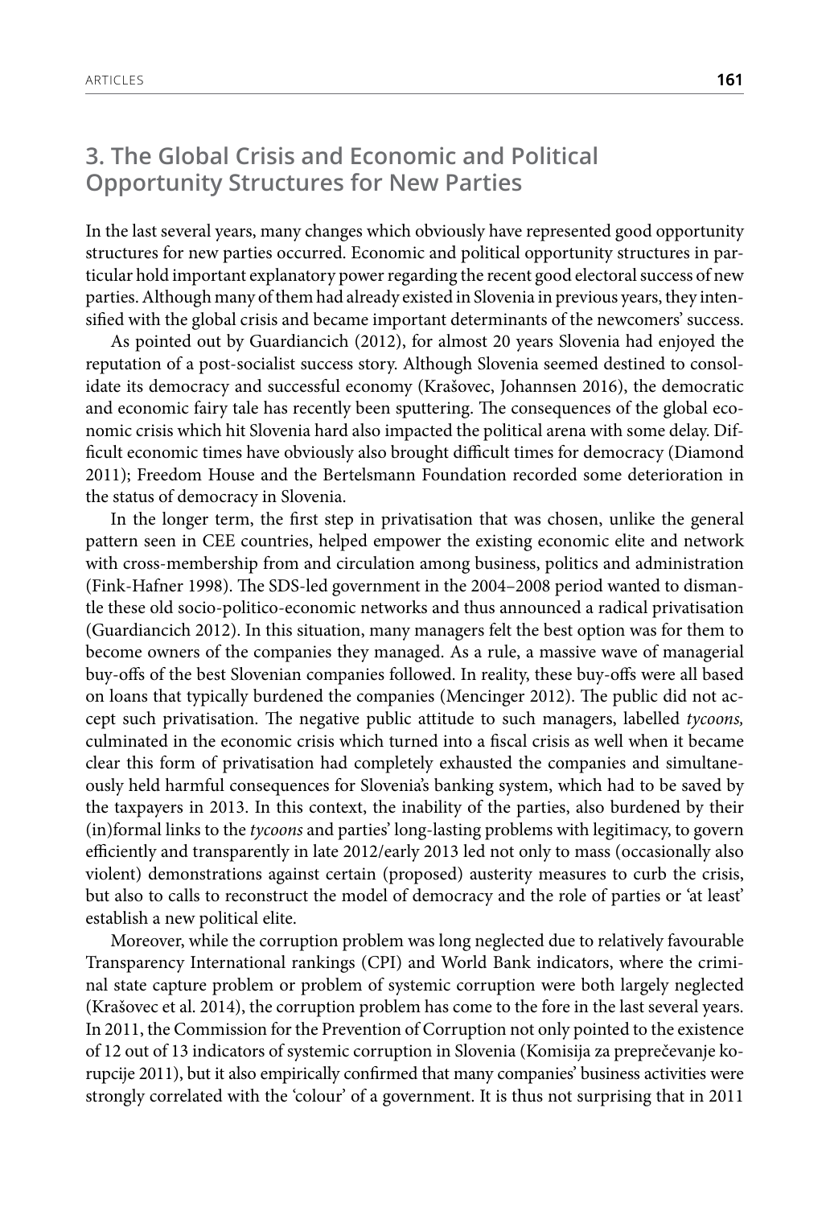## 3. The Global Crisis and Economic and Political Opportunity Structures for New Parties

In the last several years, many changes which obviously have represented good opportunity structures for new parties occurred. Economic and political opportunity structures in particular hold important explanatory power regarding the recent good electoral success of new parties. Although many of them had already existed in Slovenia in previous years, they intensified with the global crisis and became important determinants of the newcomers' success.

As pointed out by Guardiancich (2012), for almost 20 years Slovenia had enjoyed the reputation of a post-socialist success story. Although Slovenia seemed destined to consolidate its democracy and successful economy (Krašovec, Johannsen 2016), the democratic and economic fairy tale has recently been sputtering. The consequences of the global economic crisis which hit Slovenia hard also impacted the political arena with some delay. Difficult economic times have obviously also brought difficult times for democracy (Diamond 2011); Freedom House and the Bertelsmann Foundation recorded some deterioration in the status of democracy in Slovenia.

In the longer term, the first step in privatisation that was chosen, unlike the general pattern seen in CEE countries, helped empower the existing economic elite and network with cross-membership from and circulation among business, politics and administration (Fink-Hafner 1998). The SDS-led government in the 2004–2008 period wanted to dismantle these old socio-politico-economic networks and thus announced a radical privatisation (Guardiancich 2012). In this situation, many managers felt the best option was for them to become owners of the companies they managed. As a rule, a massive wave of managerial buy-offs of the best Slovenian companies followed. In reality, these buy-offs were all based on loans that typically burdened the companies (Mencinger 2012). The public did not accept such privatisation. The negative public attitude to such managers, labelled *tycoons,* culminated in the economic crisis which turned into a fiscal crisis as well when it became clear this form of privatisation had completely exhausted the companies and simultaneously held harmful consequences for Slovenia's banking system, which had to be saved by the taxpayers in 2013. In this context, the inability of the parties, also burdened by their (in)formal links to the *tycoons* and parties' long-lasting problems with legitimacy, to govern efficiently and transparently in late 2012/early 2013 led not only to mass (occasionally also violent) demonstrations against certain (proposed) austerity measures to curb the crisis, but also to calls to reconstruct the model of democracy and the role of parties or 'at least' establish a new political elite.

Moreover, while the corruption problem was long neglected due to relatively favourable Transparency International rankings (CPI) and World Bank indicators, where the criminal state capture problem or problem of systemic corruption were both largely neglected (Krašovec et al. 2014), the corruption problem has come to the fore in the last several years. In 2011, the Commission for the Prevention of Corruption not only pointed to the existence of 12 out of 13 indicators of systemic corruption in Slovenia (Komisija za preprečevanje korupcije 2011), but it also empirically confirmed that many companies' business activities were strongly correlated with the 'colour' of a government. It is thus not surprising that in 2011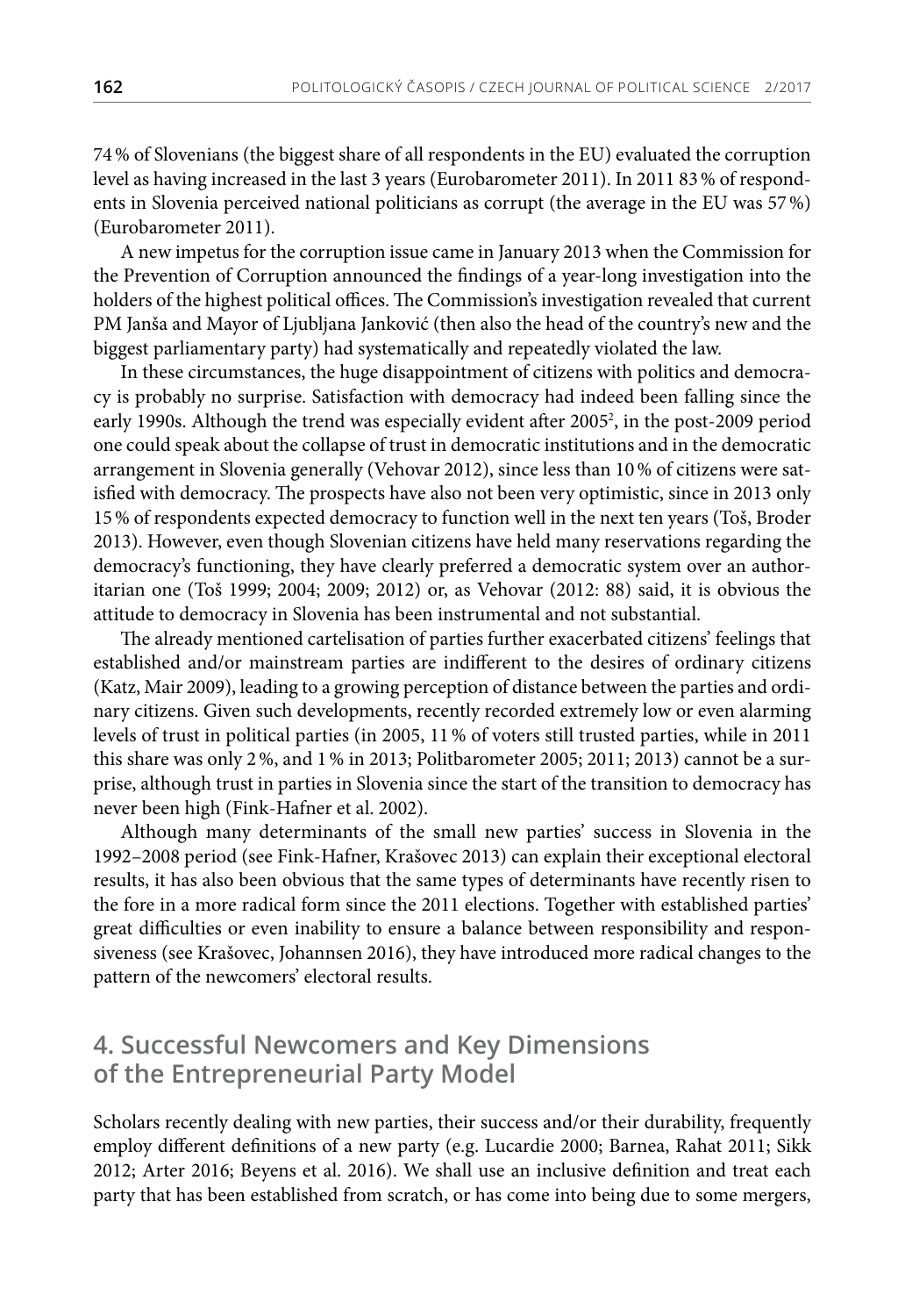74 % of Slovenians (the biggest share of all respondents in the EU) evaluated the corruption level as having increased in the last 3 years (Eurobarometer 2011). In 2011 83 % of respondents in Slovenia perceived national politicians as corrupt (the average in the EU was 57 %) (Eurobarometer 2011).

A new impetus for the corruption issue came in January 2013 when the Commission for the Prevention of Corruption announced the findings of a year-long investigation into the holders of the highest political offices. The Commission's investigation revealed that current PM Janša and Mayor of Ljubljana Janković (then also the head of the country's new and the biggest parliamentary party) had systematically and repeatedly violated the law.

In these circumstances, the huge disappointment of citizens with politics and democracy is probably no surprise. Satisfaction with democracy had indeed been falling since the early 1990s. Although the trend was especially evident after 2005[2], in the post-2009 period one could speak about the collapse of trust in democratic institutions and in the democratic arrangement in Slovenia generally (Vehovar 2012), since less than 10 % of citizens were satisfied with democracy. The prospects have also not been very optimistic, since in 2013 only 15 % of respondents expected democracy to function well in the next ten years (Toš, Broder 2013). However, even though Slovenian citizens have held many reservations regarding the democracy's functioning, they have clearly preferred a democratic system over an authoritarian one (Toš 1999; 2004; 2009; 2012) or, as Vehovar (2012: 88) said, it is obvious the attitude to democracy in Slovenia has been instrumental and not substantial.

The already mentioned cartelisation of parties further exacerbated citizens' feelings that established and/or mainstream parties are indifferent to the desires of ordinary citizens (Katz, Mair 2009), leading to a growing perception of distance between the parties and ordinary citizens. Given such developments, recently recorded extremely low or even alarming levels of trust in political parties (in 2005, 11 % of voters still trusted parties, while in 2011 this share was only 2 %, and 1 % in 2013; Politbarometer 2005; 2011; 2013) cannot be a surprise, although trust in parties in Slovenia since the start of the transition to democracy has never been high (Fink-Hafner et al. 2002).

Although many determinants of the small new parties' success in Slovenia in the 1992–2008 period (see Fink-Hafner, Krašovec 2013) can explain their exceptional electoral results, it has also been obvious that the same types of determinants have recently risen to the fore in a more radical form since the 2011 elections. Together with established parties' great difficulties or even inability to ensure a balance between responsibility and responsiveness (see Krašovec, Johannsen 2016), they have introduced more radical changes to the pattern of the newcomers' electoral results.

## 4. Successful Newcomers and Key Dimensions of the Entrepreneurial Party Model

Scholars recently dealing with new parties, their success and/or their durability, frequently employ different definitions of a new party (e.g. Lucardie 2000; Barnea, Rahat 2011; Sikk 2012; Arter 2016; Beyens et al. 2016). We shall use an inclusive definition and treat each party that has been established from scratch, or has come into being due to some mergers,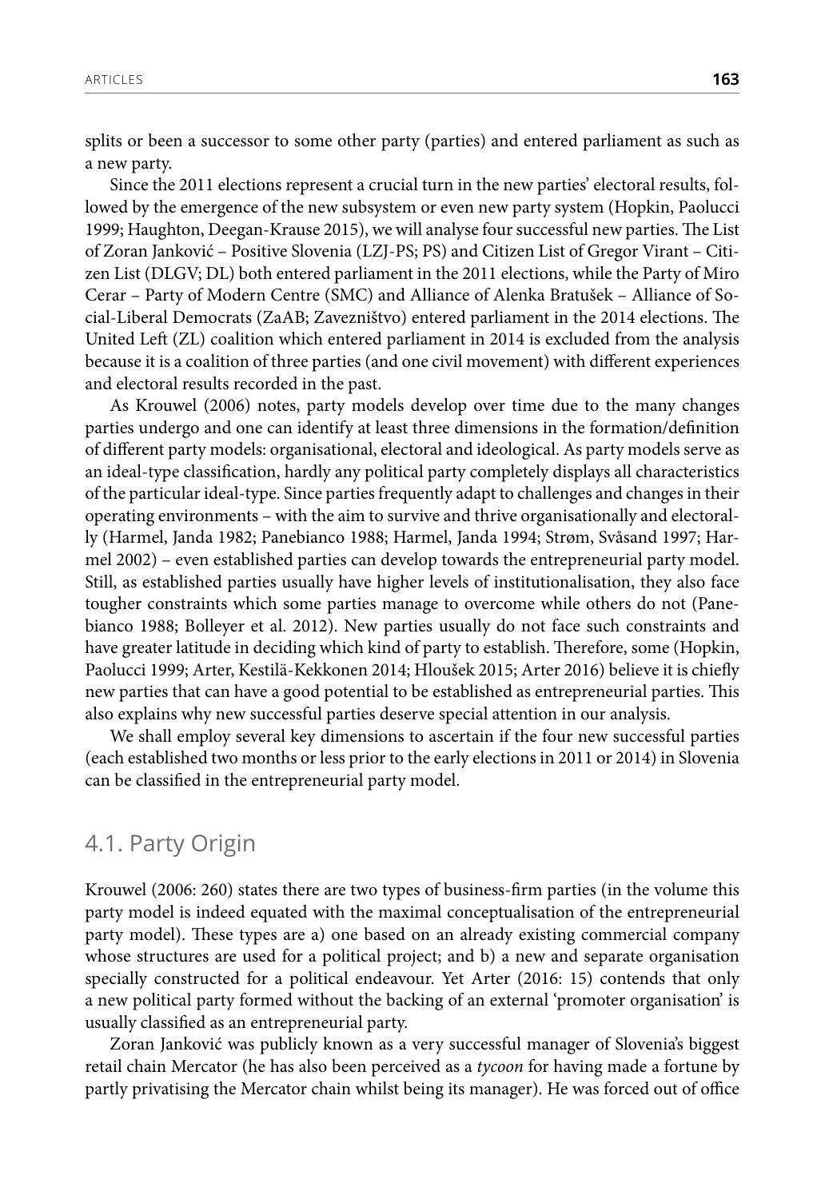splits or been a successor to some other party (parties) and entered parliament as such as a new party.

Since the 2011 elections represent a crucial turn in the new parties' electoral results, followed by the emergence of the new subsystem or even new party system (Hopkin, Paolucci 1999; Haughton, Deegan-Krause 2015), we will analyse four successful new parties. The List of Zoran Janković – Positive Slovenia (LZJ-PS; PS) and Citizen List of Gregor Virant – Citizen List (DLGV; DL) both entered parliament in the 2011 elections, while the Party of Miro Cerar – Party of Modern Centre (SMC) and Alliance of Alenka Bratušek – Alliance of Social-Liberal Democrats (ZaAB; Zavezništvo) entered parliament in the 2014 elections. The United Left (ZL) coalition which entered parliament in 2014 is excluded from the analysis because it is a coalition of three parties (and one civil movement) with different experiences and electoral results recorded in the past.

As Krouwel (2006) notes, party models develop over time due to the many changes parties undergo and one can identify at least three dimensions in the formation/definition of different party models: organisational, electoral and ideological. As party models serve as an ideal-type classification, hardly any political party completely displays all characteristics of the particular ideal-type. Since parties frequently adapt to challenges and changes in their operating environments – with the aim to survive and thrive organisationally and electorally (Harmel, Janda 1982; Panebianco 1988; Harmel, Janda 1994; Strøm, Svåsand 1997; Harmel 2002) – even established parties can develop towards the entrepreneurial party model. Still, as established parties usually have higher levels of institutionalisation, they also face tougher constraints which some parties manage to overcome while others do not (Panebianco 1988; Bolleyer et al. 2012). New parties usually do not face such constraints and have greater latitude in deciding which kind of party to establish. Therefore, some (Hopkin, Paolucci 1999; Arter, Kestilä-Kekkonen 2014; Hloušek 2015; Arter 2016) believe it is chiefly new parties that can have a good potential to be established as entrepreneurial parties. This also explains why new successful parties deserve special attention in our analysis.

We shall employ several key dimensions to ascertain if the four new successful parties (each established two months or less prior to the early elections in 2011 or 2014) in Slovenia can be classified in the entrepreneurial party model.

## 4.1. Party Origin

Krouwel (2006: 260) states there are two types of business-firm parties (in the volume this party model is indeed equated with the maximal conceptualisation of the entrepreneurial party model). These types are a) one based on an already existing commercial company whose structures are used for a political project; and b) a new and separate organisation specially constructed for a political endeavour. Yet Arter (2016: 15) contends that only a new political party formed without the backing of an external 'promoter organisation' is usually classified as an entrepreneurial party.

Zoran Janković was publicly known as a very successful manager of Slovenia's biggest retail chain Mercator (he has also been perceived as a *tycoon* for having made a fortune by partly privatising the Mercator chain whilst being its manager). He was forced out of office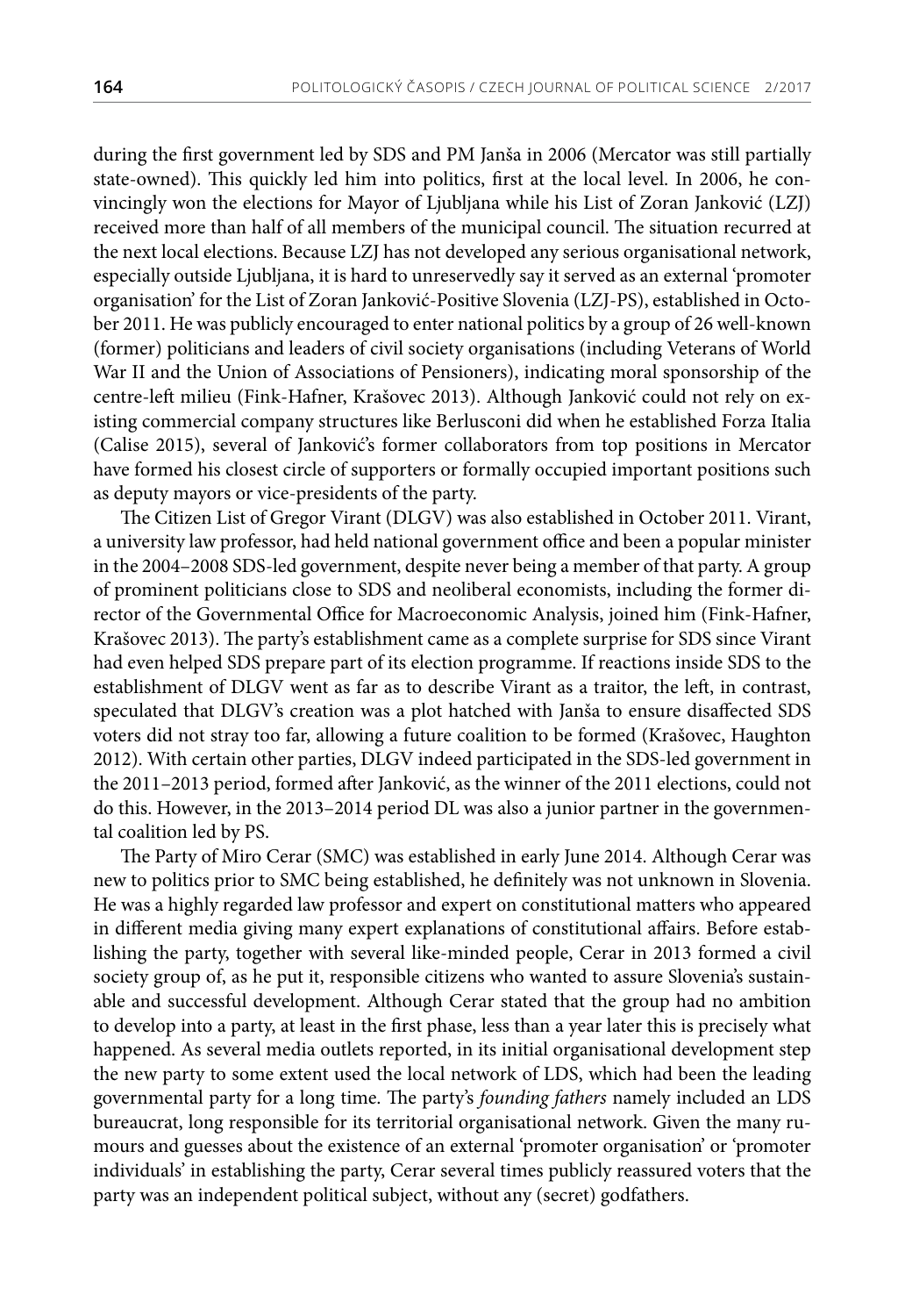during the first government led by SDS and PM Janša in 2006 (Mercator was still partially state-owned). This quickly led him into politics, first at the local level. In 2006, he convincingly won the elections for Mayor of Ljubljana while his List of Zoran Janković (LZJ) received more than half of all members of the municipal council. The situation recurred at the next local elections. Because LZJ has not developed any serious organisational network, especially outside Ljubljana, it is hard to unreservedly say it served as an external 'promoter organisation' for the List of Zoran Janković-Positive Slovenia (LZJ-PS), established in October 2011. He was publicly encouraged to enter national politics by a group of 26 well-known (former) politicians and leaders of civil society organisations (including Veterans of World War II and the Union of Associations of Pensioners), indicating moral sponsorship of the centre-left milieu (Fink-Hafner, Krašovec 2013). Although Janković could not rely on existing commercial company structures like Berlusconi did when he established Forza Italia (Calise 2015), several of Janković's former collaborators from top positions in Mercator have formed his closest circle of supporters or formally occupied important positions such as deputy mayors or vice-presidents of the party.

The Citizen List of Gregor Virant (DLGV) was also established in October 2011. Virant, a university law professor, had held national government office and been a popular minister in the 2004–2008 SDS-led government, despite never being a member of that party. A group of prominent politicians close to SDS and neoliberal economists, including the former director of the Governmental Office for Macroeconomic Analysis, joined him (Fink-Hafner, Krašovec 2013). The party's establishment came as a complete surprise for SDS since Virant had even helped SDS prepare part of its election programme. If reactions inside SDS to the establishment of DLGV went as far as to describe Virant as a traitor, the left, in contrast, speculated that DLGV's creation was a plot hatched with Janša to ensure disaffected SDS voters did not stray too far, allowing a future coalition to be formed (Krašovec, Haughton 2012). With certain other parties, DLGV indeed participated in the SDS-led government in the 2011–2013 period, formed after Janković, as the winner of the 2011 elections, could not do this. However, in the 2013–2014 period DL was also a junior partner in the governmental coalition led by PS.

The Party of Miro Cerar (SMC) was established in early June 2014. Although Cerar was new to politics prior to SMC being established, he definitely was not unknown in Slovenia. He was a highly regarded law professor and expert on constitutional matters who appeared in different media giving many expert explanations of constitutional affairs. Before establishing the party, together with several like-minded people, Cerar in 2013 formed a civil society group of, as he put it, responsible citizens who wanted to assure Slovenia's sustainable and successful development. Although Cerar stated that the group had no ambition to develop into a party, at least in the first phase, less than a year later this is precisely what happened. As several media outlets reported, in its initial organisational development step the new party to some extent used the local network of LDS, which had been the leading governmental party for a long time. The party's *founding fathers* namely included an LDS bureaucrat, long responsible for its territorial organisational network. Given the many rumours and guesses about the existence of an external 'promoter organisation' or 'promoter individuals' in establishing the party, Cerar several times publicly reassured voters that the party was an independent political subject, without any (secret) godfathers.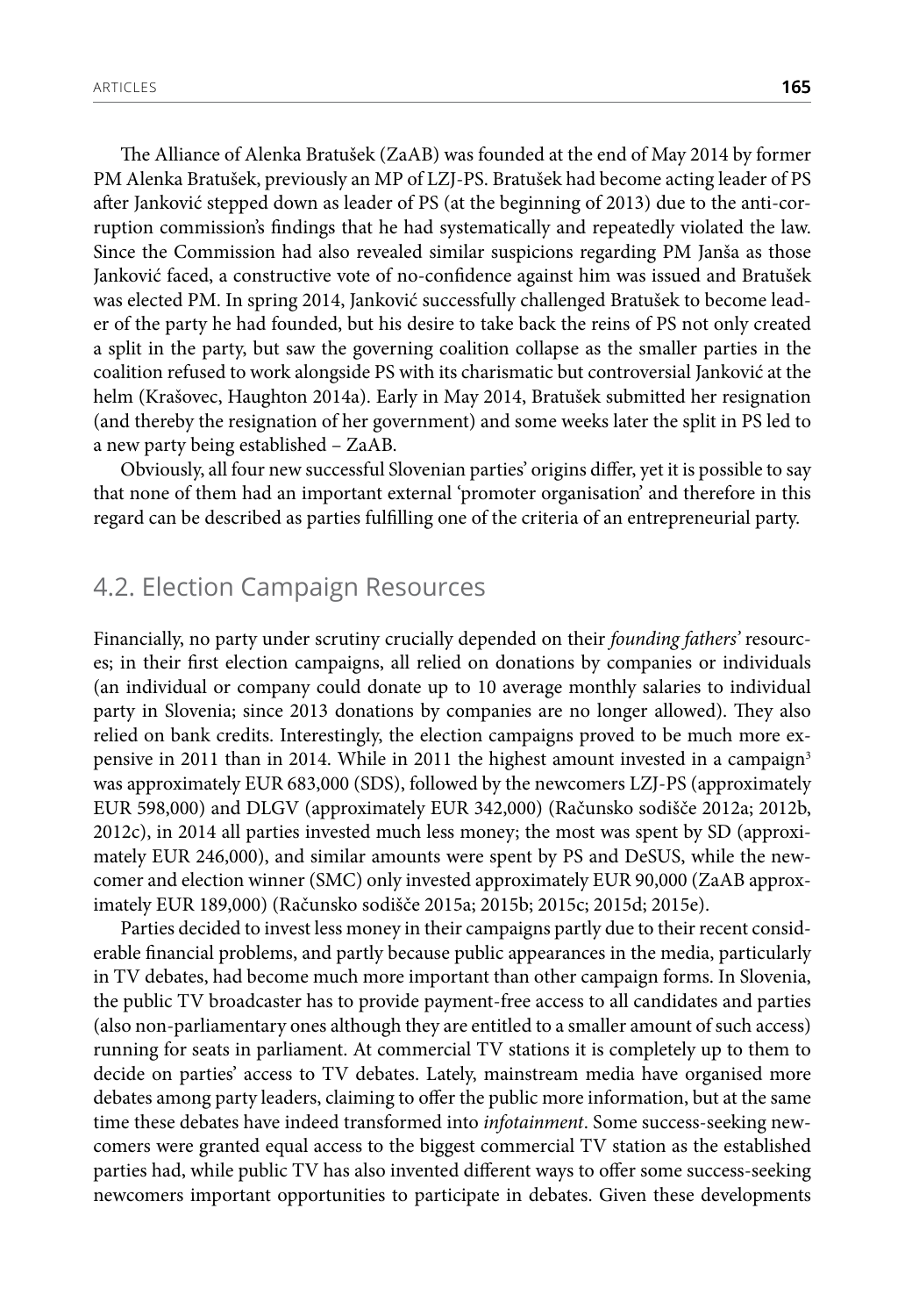The Alliance of Alenka Bratušek (ZaAB) was founded at the end of May 2014 by former PM Alenka Bratušek, previously an MP of LZJ-PS. Bratušek had become acting leader of PS after Janković stepped down as leader of PS (at the beginning of 2013) due to the anti-corruption commission's findings that he had systematically and repeatedly violated the law. Since the Commission had also revealed similar suspicions regarding PM Janša as those Janković faced, a constructive vote of no-confidence against him was issued and Bratušek was elected PM. In spring 2014, Janković successfully challenged Bratušek to become leader of the party he had founded, but his desire to take back the reins of PS not only created a split in the party, but saw the governing coalition collapse as the smaller parties in the coalition refused to work alongside PS with its charismatic but controversial Janković at the helm (Krašovec, Haughton 2014a). Early in May 2014, Bratušek submitted her resignation (and thereby the resignation of her government) and some weeks later the split in PS led to a new party being established – ZaAB.

Obviously, all four new successful Slovenian parties' origins differ, yet it is possible to say that none of them had an important external 'promoter organisation' and therefore in this regard can be described as parties fulfilling one of the criteria of an entrepreneurial party.

## 4.2. Election Campaign Resources

Financially, no party under scrutiny crucially depended on their *founding fathers'* resources; in their first election campaigns, all relied on donations by companies or individuals (an individual or company could donate up to 10 average monthly salaries to individual party in Slovenia; since 2013 donations by companies are no longer allowed). They also relied on bank credits. Interestingly, the election campaigns proved to be much more expensive in 2011 than in 2014. While in 2011 the highest amount invested in a campaign[3] was approximately EUR 683,000 (SDS), followed by the newcomers LZJ-PS (approximately EUR 598,000) and DLGV (approximately EUR 342,000) (Računsko sodišče 2012a; 2012b, 2012c), in 2014 all parties invested much less money; the most was spent by SD (approximately EUR 246,000), and similar amounts were spent by PS and DeSUS, while the newcomer and election winner (SMC) only invested approximately EUR 90,000 (ZaAB approximately EUR 189,000) (Računsko sodišče 2015a; 2015b; 2015c; 2015d; 2015e).

Parties decided to invest less money in their campaigns partly due to their recent considerable financial problems, and partly because public appearances in the media, particularly in TV debates, had become much more important than other campaign forms. In Slovenia, the public TV broadcaster has to provide payment-free access to all candidates and parties (also non-parliamentary ones although they are entitled to a smaller amount of such access) running for seats in parliament. At commercial TV stations it is completely up to them to decide on parties' access to TV debates. Lately, mainstream media have organised more debates among party leaders, claiming to offer the public more information, but at the same time these debates have indeed transformed into *infotainment*. Some success-seeking newcomers were granted equal access to the biggest commercial TV station as the established parties had, while public TV has also invented different ways to offer some success-seeking newcomers important opportunities to participate in debates. Given these developments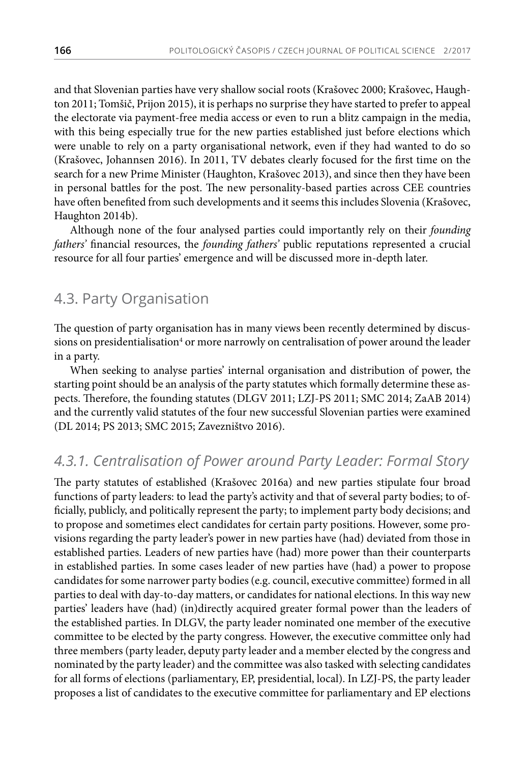and that Slovenian parties have very shallow social roots (Krašovec 2000; Krašovec, Haughton 2011; Tomšič, Prijon 2015), it is perhaps no surprise they have started to prefer to appeal the electorate via payment-free media access or even to run a blitz campaign in the media, with this being especially true for the new parties established just before elections which were unable to rely on a party organisational network, even if they had wanted to do so (Krašovec, Johannsen 2016). In 2011, TV debates clearly focused for the first time on the search for a new Prime Minister (Haughton, Krašovec 2013), and since then they have been in personal battles for the post. The new personality-based parties across CEE countries have often benefited from such developments and it seems this includes Slovenia (Krašovec, Haughton 2014b).

Although none of the four analysed parties could importantly rely on their *founding fathers*' financial resources, the *founding fathers*' public reputations represented a crucial resource for all four parties' emergence and will be discussed more in-depth later.

## 4.3. Party Organisation

The question of party organisation has in many views been recently determined by discussions on presidentialisation[4] or more narrowly on centralisation of power around the leader in a party.

When seeking to analyse parties' internal organisation and distribution of power, the starting point should be an analysis of the party statutes which formally determine these aspects. Therefore, the founding statutes (DLGV 2011; LZJ-PS 2011; SMC 2014; ZaAB 2014) and the currently valid statutes of the four new successful Slovenian parties were examined (DL 2014; PS 2013; SMC 2015; Zavezništvo 2016).

### *4.3.1. Centralisation of Power around Party Leader: Formal Story*

The party statutes of established (Krašovec 2016a) and new parties stipulate four broad functions of party leaders: to lead the party's activity and that of several party bodies; to officially, publicly, and politically represent the party; to implement party body decisions; and to propose and sometimes elect candidates for certain party positions. However, some provisions regarding the party leader's power in new parties have (had) deviated from those in established parties. Leaders of new parties have (had) more power than their counterparts in established parties. In some cases leader of new parties have (had) a power to propose candidates for some narrower party bodies (e.g. council, executive committee) formed in all parties to deal with day-to-day matters, or candidates for national elections. In this way new parties' leaders have (had) (in)directly acquired greater formal power than the leaders of the established parties. In DLGV, the party leader nominated one member of the executive committee to be elected by the party congress. However, the executive committee only had three members (party leader, deputy party leader and a member elected by the congress and nominated by the party leader) and the committee was also tasked with selecting candidates for all forms of elections (parliamentary, EP, presidential, local). In LZJ-PS, the party leader proposes a list of candidates to the executive committee for parliamentary and EP elections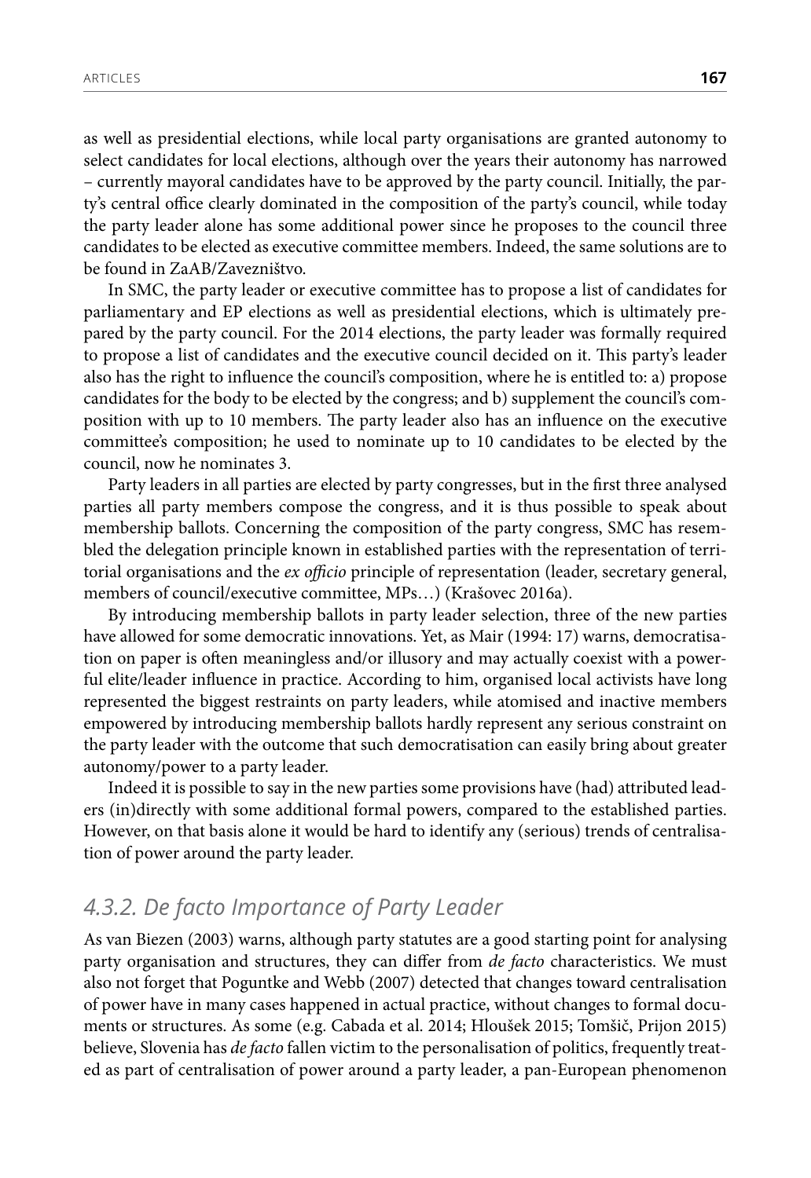as well as presidential elections, while local party organisations are granted autonomy to select candidates for local elections, although over the years their autonomy has narrowed – currently mayoral candidates have to be approved by the party council. Initially, the party's central office clearly dominated in the composition of the party's council, while today the party leader alone has some additional power since he proposes to the council three candidates to be elected as executive committee members. Indeed, the same solutions are to be found in ZaAB/Zavezništvo.

In SMC, the party leader or executive committee has to propose a list of candidates for parliamentary and EP elections as well as presidential elections, which is ultimately prepared by the party council. For the 2014 elections, the party leader was formally required to propose a list of candidates and the executive council decided on it. This party's leader also has the right to influence the council's composition, where he is entitled to: a) propose candidates for the body to be elected by the congress; and b) supplement the council's composition with up to 10 members. The party leader also has an influence on the executive committee's composition; he used to nominate up to 10 candidates to be elected by the council, now he nominates 3.

Party leaders in all parties are elected by party congresses, but in the first three analysed parties all party members compose the congress, and it is thus possible to speak about membership ballots. Concerning the composition of the party congress, SMC has resembled the delegation principle known in established parties with the representation of territorial organisations and the *ex officio* principle of representation (leader, secretary general, members of council/executive committee, MPs…) (Krašovec 2016a).

By introducing membership ballots in party leader selection, three of the new parties have allowed for some democratic innovations. Yet, as Mair (1994: 17) warns, democratisation on paper is often meaningless and/or illusory and may actually coexist with a powerful elite/leader influence in practice. According to him, organised local activists have long represented the biggest restraints on party leaders, while atomised and inactive members empowered by introducing membership ballots hardly represent any serious constraint on the party leader with the outcome that such democratisation can easily bring about greater autonomy/power to a party leader.

Indeed it is possible to say in the new parties some provisions have (had) attributed leaders (in)directly with some additional formal powers, compared to the established parties. However, on that basis alone it would be hard to identify any (serious) trends of centralisation of power around the party leader.

### *4.3.2. De facto Importance of Party Leader*

As van Biezen (2003) warns, although party statutes are a good starting point for analysing party organisation and structures, they can differ from *de facto* characteristics. We must also not forget that Poguntke and Webb (2007) detected that changes toward centralisation of power have in many cases happened in actual practice, without changes to formal documents or structures. As some (e.g. Cabada et al. 2014; Hloušek 2015; Tomšič, Prijon 2015) believe, Slovenia has *de facto* fallen victim to the personalisation of politics, frequently treated as part of centralisation of power around a party leader, a pan-European phenomenon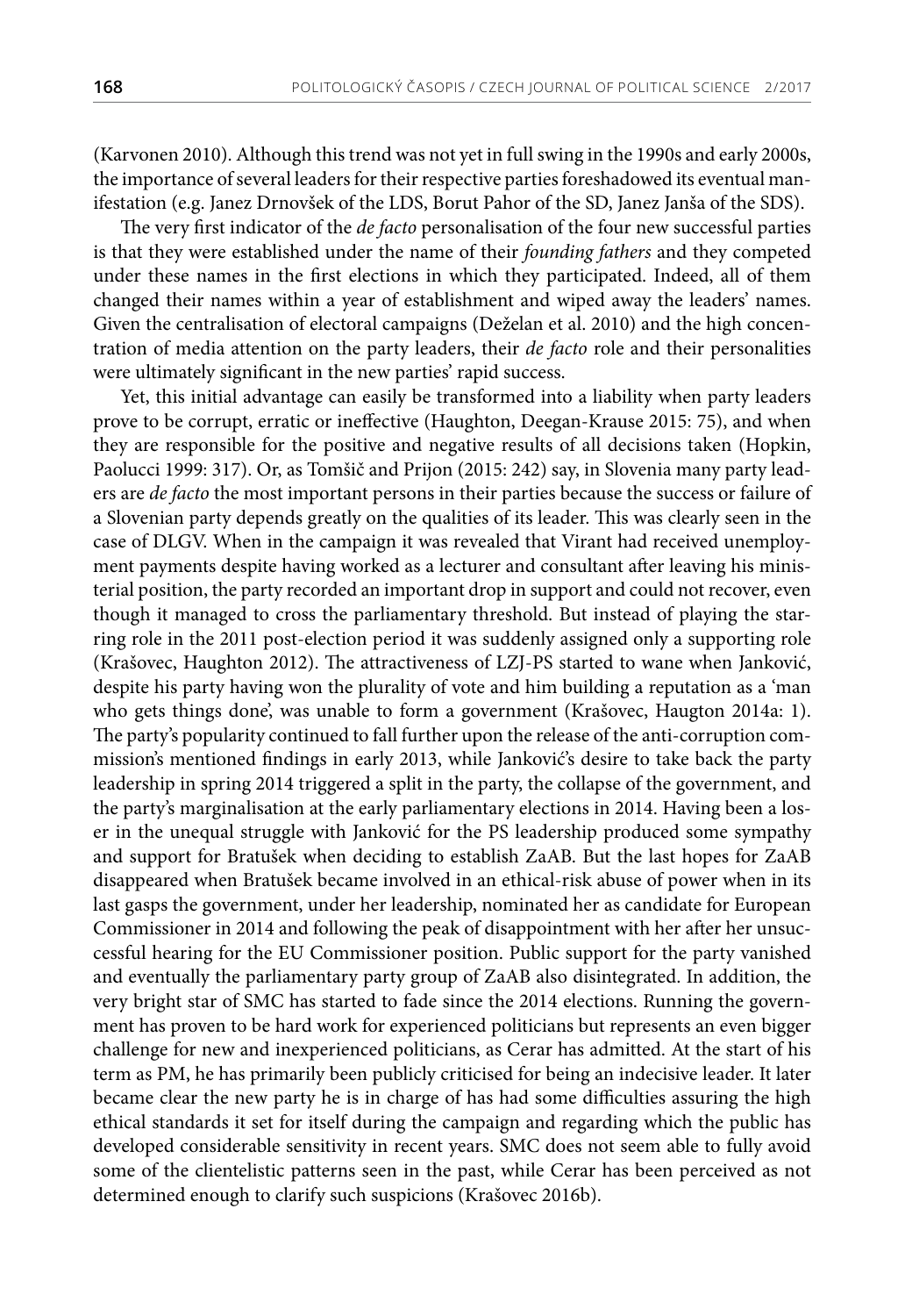(Karvonen 2010). Although this trend was not yet in full swing in the 1990s and early 2000s, the importance of several leaders for their respective parties foreshadowed its eventual manifestation (e.g. Janez Drnovšek of the LDS, Borut Pahor of the SD, Janez Janša of the SDS).

The very first indicator of the *de facto* personalisation of the four new successful parties is that they were established under the name of their *founding fathers* and they competed under these names in the first elections in which they participated. Indeed, all of them changed their names within a year of establishment and wiped away the leaders' names. Given the centralisation of electoral campaigns (Deželan et al. 2010) and the high concentration of media attention on the party leaders, their *de facto* role and their personalities were ultimately significant in the new parties' rapid success.

Yet, this initial advantage can easily be transformed into a liability when party leaders prove to be corrupt, erratic or ineffective (Haughton, Deegan-Krause 2015: 75), and when they are responsible for the positive and negative results of all decisions taken (Hopkin, Paolucci 1999: 317). Or, as Tomšič and Prijon (2015: 242) say, in Slovenia many party leaders are *de facto* the most important persons in their parties because the success or failure of a Slovenian party depends greatly on the qualities of its leader. This was clearly seen in the case of DLGV. When in the campaign it was revealed that Virant had received unemployment payments despite having worked as a lecturer and consultant after leaving his ministerial position, the party recorded an important drop in support and could not recover, even though it managed to cross the parliamentary threshold. But instead of playing the starring role in the 2011 post-election period it was suddenly assigned only a supporting role (Krašovec, Haughton 2012). The attractiveness of LZJ-PS started to wane when Janković, despite his party having won the plurality of vote and him building a reputation as a 'man who gets things done', was unable to form a government (Krašovec, Haugton 2014a: 1). The party's popularity continued to fall further upon the release of the anti-corruption commission's mentioned findings in early 2013, while Janković's desire to take back the party leadership in spring 2014 triggered a split in the party, the collapse of the government, and the party's marginalisation at the early parliamentary elections in 2014. Having been a loser in the unequal struggle with Janković for the PS leadership produced some sympathy and support for Bratušek when deciding to establish ZaAB. But the last hopes for ZaAB disappeared when Bratušek became involved in an ethical-risk abuse of power when in its last gasps the government, under her leadership, nominated her as candidate for European Commissioner in 2014 and following the peak of disappointment with her after her unsuccessful hearing for the EU Commissioner position. Public support for the party vanished and eventually the parliamentary party group of ZaAB also disintegrated. In addition, the very bright star of SMC has started to fade since the 2014 elections. Running the government has proven to be hard work for experienced politicians but represents an even bigger challenge for new and inexperienced politicians, as Cerar has admitted. At the start of his term as PM, he has primarily been publicly criticised for being an indecisive leader. It later became clear the new party he is in charge of has had some difficulties assuring the high ethical standards it set for itself during the campaign and regarding which the public has developed considerable sensitivity in recent years. SMC does not seem able to fully avoid some of the clientelistic patterns seen in the past, while Cerar has been perceived as not determined enough to clarify such suspicions (Krašovec 2016b).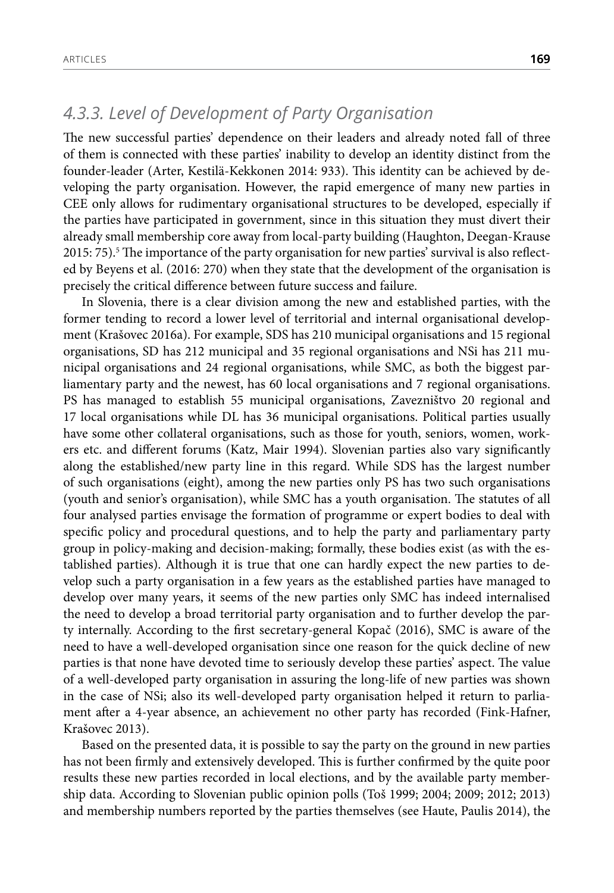### *4.3.3. Level of Development of Party Organisation*

The new successful parties' dependence on their leaders and already noted fall of three of them is connected with these parties' inability to develop an identity distinct from the founder-leader (Arter, Kestilä-Kekkonen 2014: 933). This identity can be achieved by developing the party organisation. However, the rapid emergence of many new parties in CEE only allows for rudimentary organisational structures to be developed, especially if the parties have participated in government, since in this situation they must divert their already small membership core away from local-party building (Haughton, Deegan-Krause 2015: 75).[5] The importance of the party organisation for new parties' survival is also reflected by Beyens et al. (2016: 270) when they state that the development of the organisation is precisely the critical difference between future success and failure.

In Slovenia, there is a clear division among the new and established parties, with the former tending to record a lower level of territorial and internal organisational development (Krašovec 2016a). For example, SDS has 210 municipal organisations and 15 regional organisations, SD has 212 municipal and 35 regional organisations and NSi has 211 municipal organisations and 24 regional organisations, while SMC, as both the biggest parliamentary party and the newest, has 60 local organisations and 7 regional organisations. PS has managed to establish 55 municipal organisations, Zavezništvo 20 regional and 17 local organisations while DL has 36 municipal organisations. Political parties usually have some other collateral organisations, such as those for youth, seniors, women, workers etc. and different forums (Katz, Mair 1994). Slovenian parties also vary significantly along the established/new party line in this regard. While SDS has the largest number of such organisations (eight), among the new parties only PS has two such organisations (youth and senior's organisation), while SMC has a youth organisation. The statutes of all four analysed parties envisage the formation of programme or expert bodies to deal with specific policy and procedural questions, and to help the party and parliamentary party group in policy-making and decision-making; formally, these bodies exist (as with the established parties). Although it is true that one can hardly expect the new parties to develop such a party organisation in a few years as the established parties have managed to develop over many years, it seems of the new parties only SMC has indeed internalised the need to develop a broad territorial party organisation and to further develop the party internally. According to the first secretary-general Kopač (2016), SMC is aware of the need to have a well-developed organisation since one reason for the quick decline of new parties is that none have devoted time to seriously develop these parties' aspect. The value of a well-developed party organisation in assuring the long-life of new parties was shown in the case of NSi; also its well-developed party organisation helped it return to parliament after a 4-year absence, an achievement no other party has recorded (Fink-Hafner, Krašovec 2013).

Based on the presented data, it is possible to say the party on the ground in new parties has not been firmly and extensively developed. This is further confirmed by the quite poor results these new parties recorded in local elections, and by the available party membership data. According to Slovenian public opinion polls (Toš 1999; 2004; 2009; 2012; 2013) and membership numbers reported by the parties themselves (see Haute, Paulis 2014), the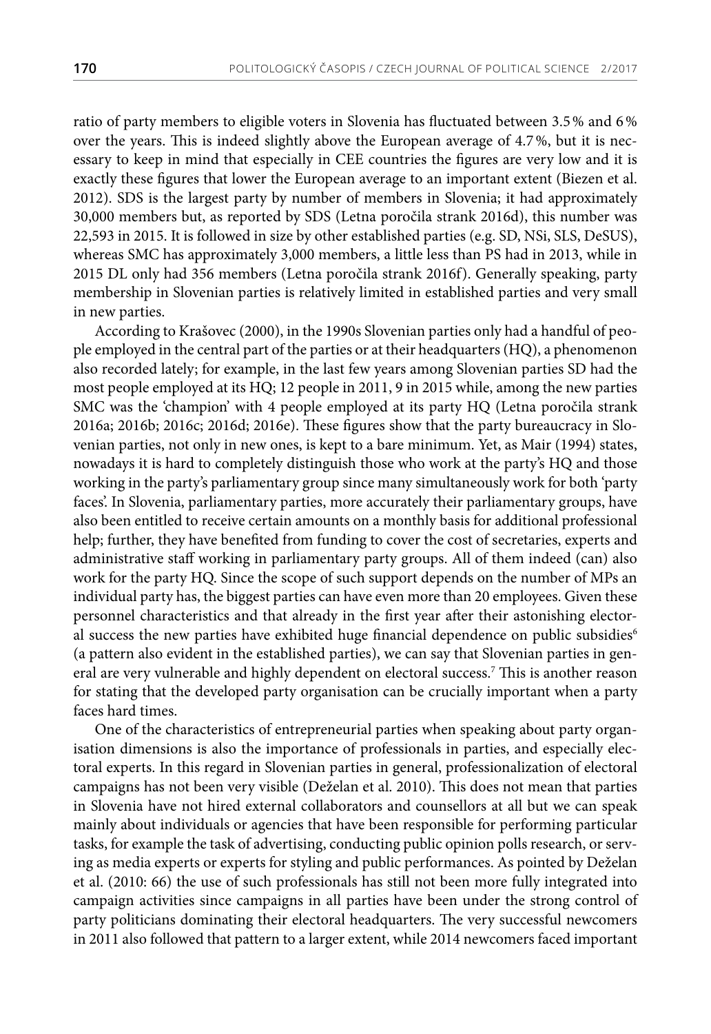ratio of party members to eligible voters in Slovenia has fluctuated between 3.5 % and 6 % over the years. This is indeed slightly above the European average of 4.7 %, but it is necessary to keep in mind that especially in CEE countries the figures are very low and it is exactly these figures that lower the European average to an important extent (Biezen et al. 2012). SDS is the largest party by number of members in Slovenia; it had approximately 30,000 members but, as reported by SDS (Letna poročila strank 2016d), this number was 22,593 in 2015. It is followed in size by other established parties (e.g. SD, NSi, SLS, DeSUS), whereas SMC has approximately 3,000 members, a little less than PS had in 2013, while in 2015 DL only had 356 members (Letna poročila strank 2016f). Generally speaking, party membership in Slovenian parties is relatively limited in established parties and very small in new parties.

According to Krašovec (2000), in the 1990s Slovenian parties only had a handful of people employed in the central part of the parties or at their headquarters (HQ), a phenomenon also recorded lately; for example, in the last few years among Slovenian parties SD had the most people employed at its HQ; 12 people in 2011, 9 in 2015 while, among the new parties SMC was the 'champion' with 4 people employed at its party HQ (Letna poročila strank 2016a; 2016b; 2016c; 2016d; 2016e). These figures show that the party bureaucracy in Slovenian parties, not only in new ones, is kept to a bare minimum. Yet, as Mair (1994) states, nowadays it is hard to completely distinguish those who work at the party's HQ and those working in the party's parliamentary group since many simultaneously work for both 'party faces'. In Slovenia, parliamentary parties, more accurately their parliamentary groups, have also been entitled to receive certain amounts on a monthly basis for additional professional help; further, they have benefited from funding to cover the cost of secretaries, experts and administrative staff working in parliamentary party groups. All of them indeed (can) also work for the party HQ. Since the scope of such support depends on the number of MPs an individual party has, the biggest parties can have even more than 20 employees. Given these personnel characteristics and that already in the first year after their astonishing electoral success the new parties have exhibited huge financial dependence on public subsidies[6] (a pattern also evident in the established parties), we can say that Slovenian parties in general are very vulnerable and highly dependent on electoral success.[7] This is another reason for stating that the developed party organisation can be crucially important when a party faces hard times.

One of the characteristics of entrepreneurial parties when speaking about party organisation dimensions is also the importance of professionals in parties, and especially electoral experts. In this regard in Slovenian parties in general, professionalization of electoral campaigns has not been very visible (Deželan et al. 2010). This does not mean that parties in Slovenia have not hired external collaborators and counsellors at all but we can speak mainly about individuals or agencies that have been responsible for performing particular tasks, for example the task of advertising, conducting public opinion polls research, or serving as media experts or experts for styling and public performances. As pointed by Deželan et al. (2010: 66) the use of such professionals has still not been more fully integrated into campaign activities since campaigns in all parties have been under the strong control of party politicians dominating their electoral headquarters. The very successful newcomers in 2011 also followed that pattern to a larger extent, while 2014 newcomers faced important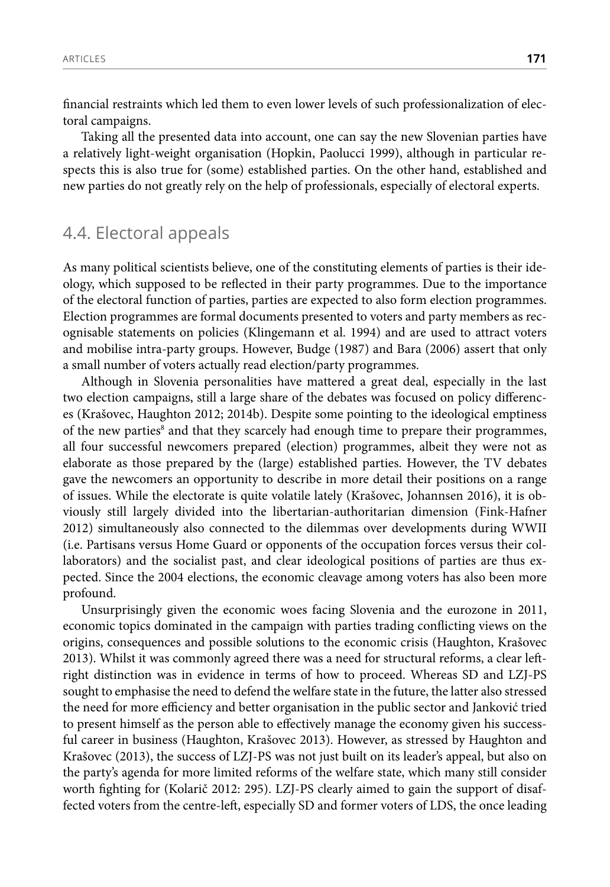financial restraints which led them to even lower levels of such professionalization of electoral campaigns.

Taking all the presented data into account, one can say the new Slovenian parties have a relatively light-weight organisation (Hopkin, Paolucci 1999), although in particular respects this is also true for (some) established parties. On the other hand, established and new parties do not greatly rely on the help of professionals, especially of electoral experts.

## 4.4. Electoral appeals

As many political scientists believe, one of the constituting elements of parties is their ideology, which supposed to be reflected in their party programmes. Due to the importance of the electoral function of parties, parties are expected to also form election programmes. Election programmes are formal documents presented to voters and party members as recognisable statements on policies (Klingemann et al. 1994) and are used to attract voters and mobilise intra-party groups. However, Budge (1987) and Bara (2006) assert that only a small number of voters actually read election/party programmes.

Although in Slovenia personalities have mattered a great deal, especially in the last two election campaigns, still a large share of the debates was focused on policy differences (Krašovec, Haughton 2012; 2014b). Despite some pointing to the ideological emptiness of the new parties[8] and that they scarcely had enough time to prepare their programmes, all four successful newcomers prepared (election) programmes, albeit they were not as elaborate as those prepared by the (large) established parties. However, the TV debates gave the newcomers an opportunity to describe in more detail their positions on a range of issues. While the electorate is quite volatile lately (Krašovec, Johannsen 2016), it is obviously still largely divided into the libertarian-authoritarian dimension (Fink-Hafner 2012) simultaneously also connected to the dilemmas over developments during WWII (i.e. Partisans versus Home Guard or opponents of the occupation forces versus their collaborators) and the socialist past, and clear ideological positions of parties are thus expected. Since the 2004 elections, the economic cleavage among voters has also been more profound.

Unsurprisingly given the economic woes facing Slovenia and the eurozone in 2011, economic topics dominated in the campaign with parties trading conflicting views on the origins, consequences and possible solutions to the economic crisis (Haughton, Krašovec 2013). Whilst it was commonly agreed there was a need for structural reforms, a clear left-right distinction was in evidence in terms of how to proceed. Whereas SD and LZJ-PS sought to emphasise the need to defend the welfare state in the future, the latter also stressed the need for more efficiency and better organisation in the public sector and Janković tried to present himself as the person able to effectively manage the economy given his successful career in business (Haughton, Krašovec 2013). However, as stressed by Haughton and Krašovec (2013), the success of LZJ-PS was not just built on its leader's appeal, but also on the party's agenda for more limited reforms of the welfare state, which many still consider worth fighting for (Kolarič 2012: 295). LZJ-PS clearly aimed to gain the support of disaffected voters from the centre-left, especially SD and former voters of LDS, the once leading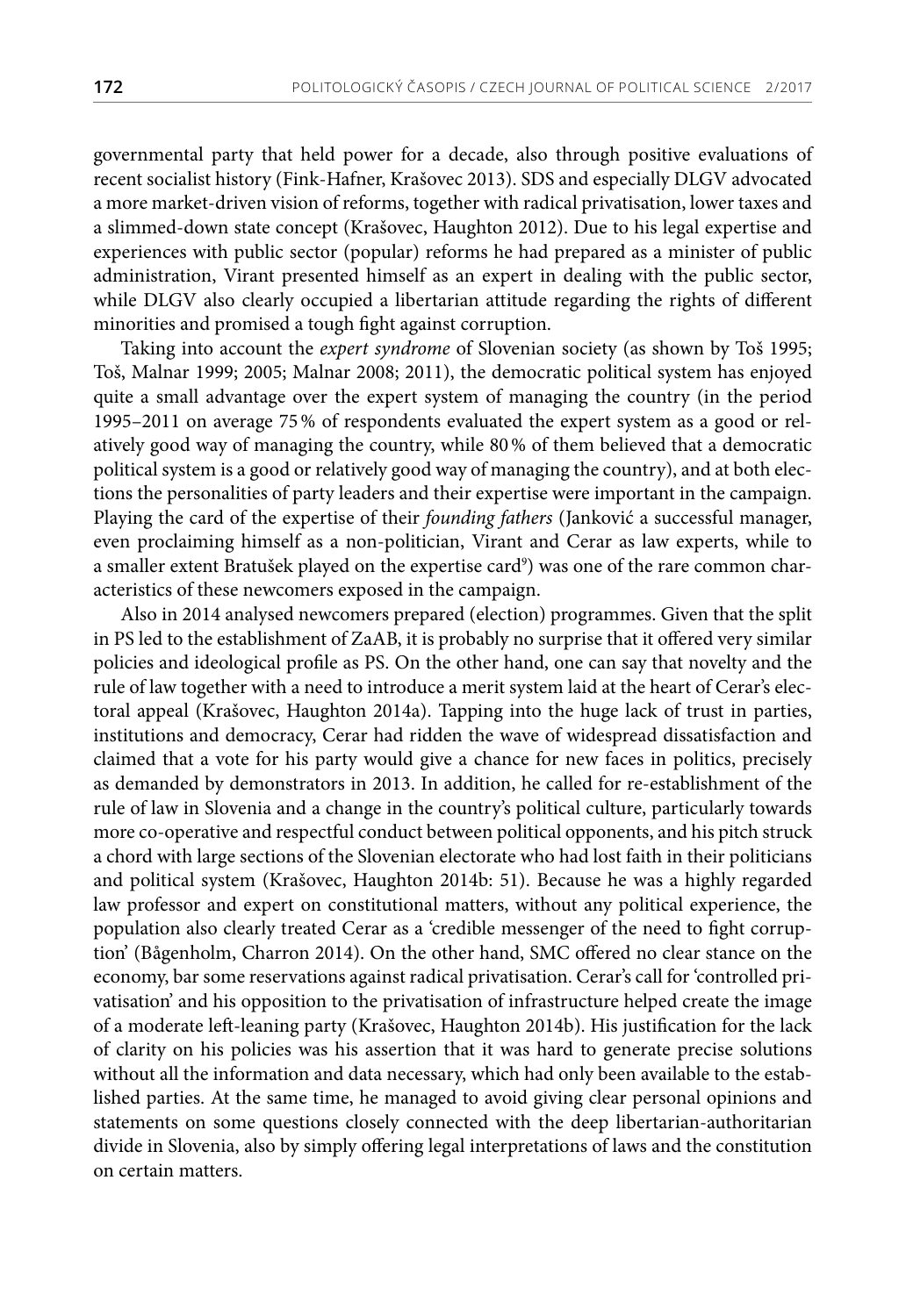governmental party that held power for a decade, also through positive evaluations of recent socialist history (Fink-Hafner, Krašovec 2013). SDS and especially DLGV advocated a more market-driven vision of reforms, together with radical privatisation, lower taxes and a slimmed-down state concept (Krašovec, Haughton 2012). Due to his legal expertise and experiences with public sector (popular) reforms he had prepared as a minister of public administration, Virant presented himself as an expert in dealing with the public sector, while DLGV also clearly occupied a libertarian attitude regarding the rights of different minorities and promised a tough fight against corruption.

Taking into account the *expert syndrome* of Slovenian society (as shown by Toš 1995; Toš, Malnar 1999; 2005; Malnar 2008; 2011), the democratic political system has enjoyed quite a small advantage over the expert system of managing the country (in the period 1995–2011 on average 75 % of respondents evaluated the expert system as a good or relatively good way of managing the country, while 80 % of them believed that a democratic political system is a good or relatively good way of managing the country), and at both elections the personalities of party leaders and their expertise were important in the campaign. Playing the card of the expertise of their *founding fathers* (Janković a successful manager, even proclaiming himself as a non-politician, Virant and Cerar as law experts, while to a smaller extent Bratušek played on the expertise card[9]) was one of the rare common characteristics of these newcomers exposed in the campaign.

Also in 2014 analysed newcomers prepared (election) programmes. Given that the split in PS led to the establishment of ZaAB, it is probably no surprise that it offered very similar policies and ideological profile as PS. On the other hand, one can say that novelty and the rule of law together with a need to introduce a merit system laid at the heart of Cerar's electoral appeal (Krašovec, Haughton 2014a). Tapping into the huge lack of trust in parties, institutions and democracy, Cerar had ridden the wave of widespread dissatisfaction and claimed that a vote for his party would give a chance for new faces in politics, precisely as demanded by demonstrators in 2013. In addition, he called for re-establishment of the rule of law in Slovenia and a change in the country's political culture, particularly towards more co-operative and respectful conduct between political opponents, and his pitch struck a chord with large sections of the Slovenian electorate who had lost faith in their politicians and political system (Krašovec, Haughton 2014b: 51). Because he was a highly regarded law professor and expert on constitutional matters, without any political experience, the population also clearly treated Cerar as a 'credible messenger of the need to fight corruption' (Bågenholm, Charron 2014). On the other hand, SMC offered no clear stance on the economy, bar some reservations against radical privatisation. Cerar's call for 'controlled privatisation' and his opposition to the privatisation of infrastructure helped create the image of a moderate left-leaning party (Krašovec, Haughton 2014b). His justification for the lack of clarity on his policies was his assertion that it was hard to generate precise solutions without all the information and data necessary, which had only been available to the established parties. At the same time, he managed to avoid giving clear personal opinions and statements on some questions closely connected with the deep libertarian-authoritarian divide in Slovenia, also by simply offering legal interpretations of laws and the constitution on certain matters.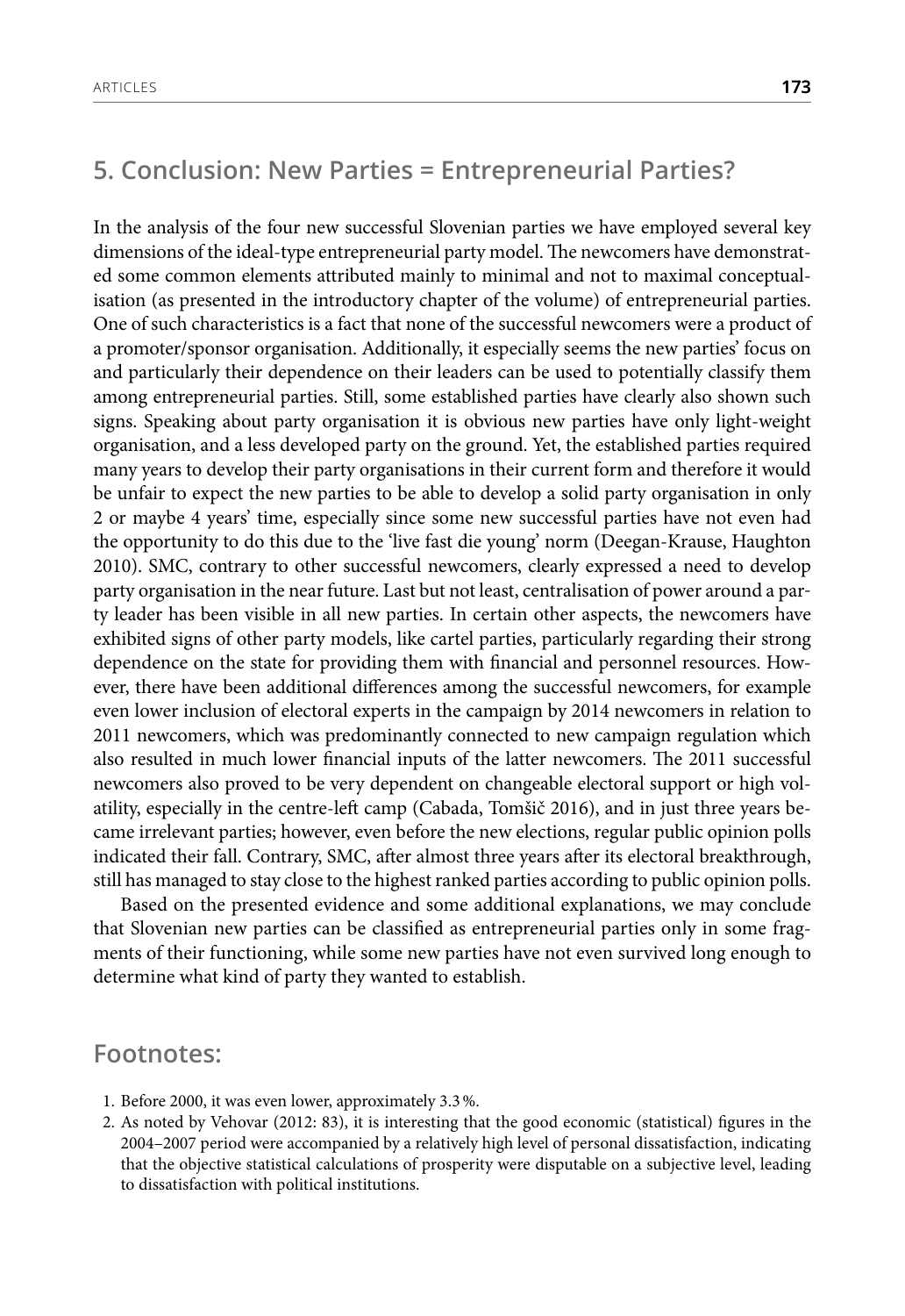## 5. Conclusion: New Parties = Entrepreneurial Parties?

In the analysis of the four new successful Slovenian parties we have employed several key dimensions of the ideal-type entrepreneurial party model. The newcomers have demonstrated some common elements attributed mainly to minimal and not to maximal conceptualisation (as presented in the introductory chapter of the volume) of entrepreneurial parties. One of such characteristics is a fact that none of the successful newcomers were a product of a promoter/sponsor organisation. Additionally, it especially seems the new parties' focus on and particularly their dependence on their leaders can be used to potentially classify them among entrepreneurial parties. Still, some established parties have clearly also shown such signs. Speaking about party organisation it is obvious new parties have only light-weight organisation, and a less developed party on the ground. Yet, the established parties required many years to develop their party organisations in their current form and therefore it would be unfair to expect the new parties to be able to develop a solid party organisation in only 2 or maybe 4 years' time, especially since some new successful parties have not even had the opportunity to do this due to the 'live fast die young' norm (Deegan-Krause, Haughton 2010). SMC, contrary to other successful newcomers, clearly expressed a need to develop party organisation in the near future. Last but not least, centralisation of power around a party leader has been visible in all new parties. In certain other aspects, the newcomers have exhibited signs of other party models, like cartel parties, particularly regarding their strong dependence on the state for providing them with financial and personnel resources. However, there have been additional differences among the successful newcomers, for example even lower inclusion of electoral experts in the campaign by 2014 newcomers in relation to 2011 newcomers, which was predominantly connected to new campaign regulation which also resulted in much lower financial inputs of the latter newcomers. The 2011 successful newcomers also proved to be very dependent on changeable electoral support or high volatility, especially in the centre-left camp (Cabada, Tomšič 2016), and in just three years became irrelevant parties; however, even before the new elections, regular public opinion polls indicated their fall. Contrary, SMC, after almost three years after its electoral breakthrough, still has managed to stay close to the highest ranked parties according to public opinion polls.

Based on the presented evidence and some additional explanations, we may conclude that Slovenian new parties can be classified as entrepreneurial parties only in some fragments of their functioning, while some new parties have not even survived long enough to determine what kind of party they wanted to establish.

## Footnotes:

1. Before 2000, it was even lower, approximately 3.3 %.
2. As noted by Vehovar (2012: 83), it is interesting that the good economic (statistical) figures in the 2004–2007 period were accompanied by a relatively high level of personal dissatisfaction, indicating that the objective statistical calculations of prosperity were disputable on a subjective level, leading to dissatisfaction with political institutions.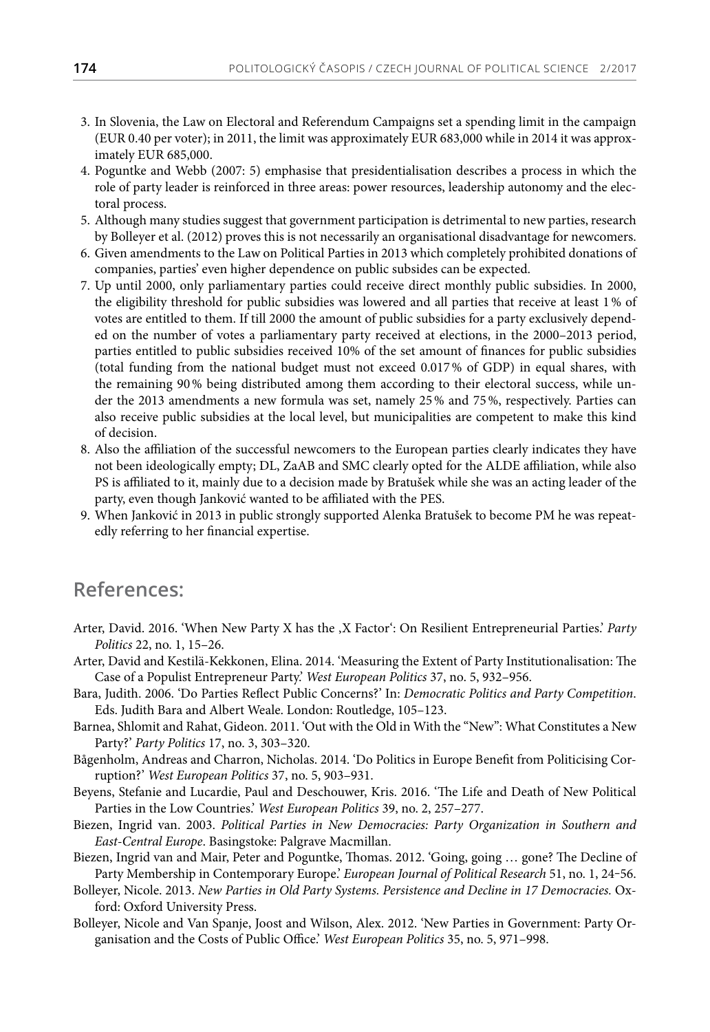3. In Slovenia, the Law on Electoral and Referendum Campaigns set a spending limit in the campaign (EUR 0.40 per voter); in 2011, the limit was approximately EUR 683,000 while in 2014 it was approximately EUR 685,000.
4. Poguntke and Webb (2007: 5) emphasise that presidentialisation describes a process in which the role of party leader is reinforced in three areas: power resources, leadership autonomy and the electoral process.
5. Although many studies suggest that government participation is detrimental to new parties, research by Bolleyer et al. (2012) proves this is not necessarily an organisational disadvantage for newcomers.
6. Given amendments to the Law on Political Parties in 2013 which completely prohibited donations of companies, parties' even higher dependence on public subsides can be expected.
7. Up until 2000, only parliamentary parties could receive direct monthly public subsidies. In 2000, the eligibility threshold for public subsidies was lowered and all parties that receive at least 1% of votes are entitled to them. If till 2000 the amount of public subsidies for a party exclusively depended on the number of votes a parliamentary party received at elections, in the 2000–2013 period, parties entitled to public subsidies received 10% of the set amount of finances for public subsidies (total funding from the national budget must not exceed 0.017% of GDP) in equal shares, with the remaining 90% being distributed among them according to their electoral success, while under the 2013 amendments a new formula was set, namely 25% and 75%, respectively. Parties can also receive public subsidies at the local level, but municipalities are competent to make this kind of decision.
8. Also the affiliation of the successful newcomers to the European parties clearly indicates they have not been ideologically empty; DL, ZaAB and SMC clearly opted for the ALDE affiliation, while also PS is affiliated to it, mainly due to a decision made by Bratušek while she was an acting leader of the party, even though Janković wanted to be affiliated with the PES.
9. When Janković in 2013 in public strongly supported Alenka Bratušek to become PM he was repeatedly referring to her financial expertise.

## References:

Arter, David. 2016. 'When New Party X has the ‚X Factor': On Resilient Entrepreneurial Parties.' *Party Politics* 22, no. 1, 15–26.

Arter, David and Kestilä-Kekkonen, Elina. 2014. 'Measuring the Extent of Party Institutionalisation: The Case of a Populist Entrepreneur Party.' *West European Politics* 37, no. 5, 932–956.

Bara, Judith. 2006. 'Do Parties Reflect Public Concerns?' In: *Democratic Politics and Party Competition*. Eds. Judith Bara and Albert Weale. London: Routledge, 105–123.

Barnea, Shlomit and Rahat, Gideon. 2011. 'Out with the Old in With the "New": What Constitutes a New Party?' *Party Politics* 17, no. 3, 303–320.

Bågenholm, Andreas and Charron, Nicholas. 2014. 'Do Politics in Europe Benefit from Politicising Corruption?' *West European Politics* 37, no. 5, 903–931.

Beyens, Stefanie and Lucardie, Paul and Deschouwer, Kris. 2016. 'The Life and Death of New Political Parties in the Low Countries.' *West European Politics* 39, no. 2, 257–277.

Biezen, Ingrid van. 2003. *Political Parties in New Democracies: Party Organization in Southern and East-Central Europe*. Basingstoke: Palgrave Macmillan.

Biezen, Ingrid van and Mair, Peter and Poguntke, Thomas. 2012. 'Going, going … gone? The Decline of Party Membership in Contemporary Europe.' *European Journal of Political Research* 51, no. 1, 24-56.

Bolleyer, Nicole. 2013. *New Parties in Old Party Systems. Persistence and Decline in 17 Democracies.* Oxford: Oxford University Press.

Bolleyer, Nicole and Van Spanje, Joost and Wilson, Alex. 2012. 'New Parties in Government: Party Organisation and the Costs of Public Office.' *West European Politics* 35, no. 5, 971–998.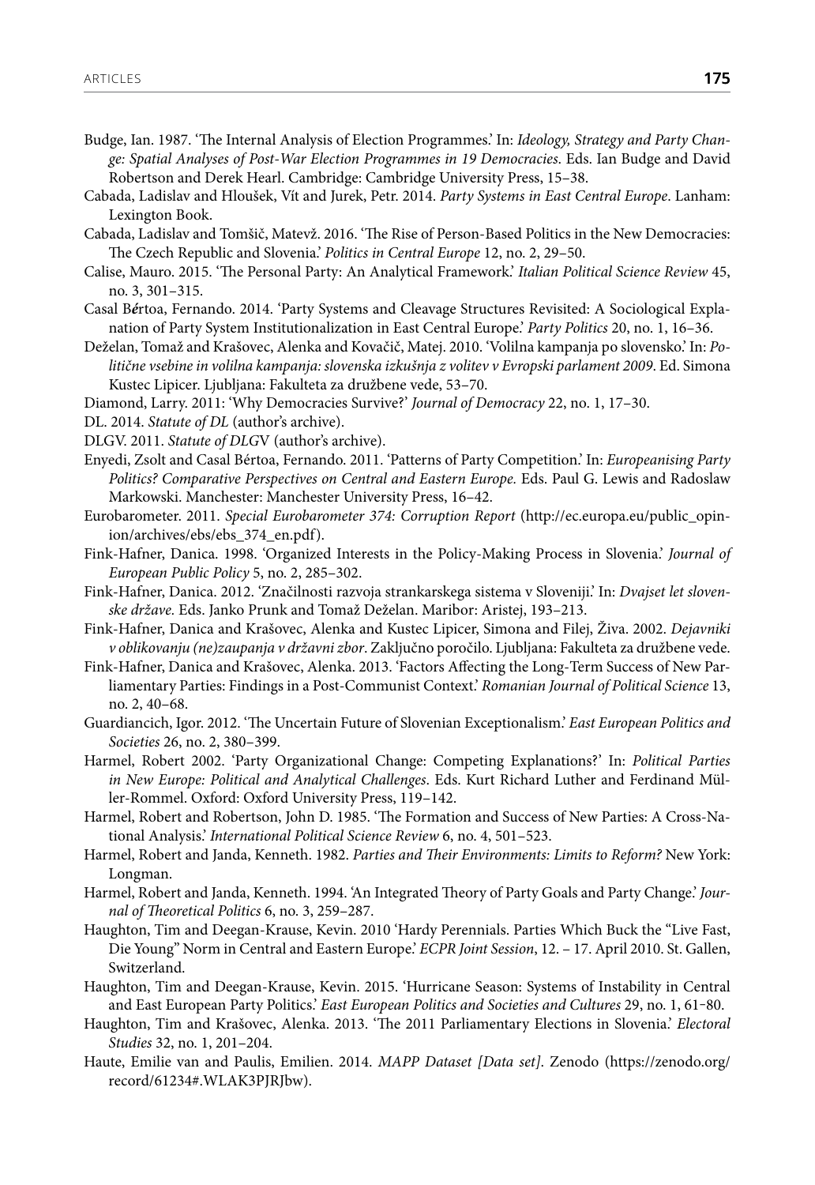Budge, Ian. 1987. 'The Internal Analysis of Election Programmes.' In: *Ideology, Strategy and Party Change: Spatial Analyses of Post-War Election Programmes in 19 Democracies*. Eds. Ian Budge and David Robertson and Derek Hearl. Cambridge: Cambridge University Press, 15–38.

Cabada, Ladislav and Hloušek, Vít and Jurek, Petr. 2014. *Party Systems in East Central Europe*. Lanham: Lexington Book.

Cabada, Ladislav and Tomšič, Matevž. 2016. 'The Rise of Person-Based Politics in the New Democracies: The Czech Republic and Slovenia.' *Politics in Central Europe* 12, no. 2, 29–50.

Calise, Mauro. 2015. 'The Personal Party: An Analytical Framework.' *Italian Political Science Review* 45, no. 3, 301–315.

Casal Bértoa, Fernando. 2014. 'Party Systems and Cleavage Structures Revisited: A Sociological Explanation of Party System Institutionalization in East Central Europe.' *Party Politics* 20, no. 1, 16–36.

Deželan, Tomaž and Krašovec, Alenka and Kovačič, Matej. 2010. 'Volilna kampanja po slovensko.' In: *Politične vsebine in volilna kampanja: slovenska izkušnja z volitev v Evropski parlament 2009*. Ed. Simona Kustec Lipicer. Ljubljana: Fakulteta za družbene vede, 53–70.

Diamond, Larry. 2011: 'Why Democracies Survive?' *Journal of Democracy* 22, no. 1, 17–30.

DL. 2014. *Statute of DL* (author's archive).

DLGV. 2011. *Statute of DLGV* (author's archive).

Enyedi, Zsolt and Casal Bértoa, Fernando. 2011. 'Patterns of Party Competition.' In: *Europeanising Party Politics? Comparative Perspectives on Central and Eastern Europe*. Eds. Paul G. Lewis and Radoslaw Markowski. Manchester: Manchester University Press, 16–42.

Eurobarometer. 2011. *Special Eurobarometer 374: Corruption Report* (http://ec.europa.eu/public_opinion/archives/ebs/ebs_374_en.pdf).

Fink-Hafner, Danica. 1998. 'Organized Interests in the Policy-Making Process in Slovenia.' *Journal of European Public Policy* 5, no. 2, 285–302.

Fink-Hafner, Danica. 2012. 'Značilnosti razvoja strankarskega sistema v Sloveniji.' In: *Dvajset let slovenske države*. Eds. Janko Prunk and Tomaž Deželan. Maribor: Aristej, 193–213.

Fink-Hafner, Danica and Krašovec, Alenka and Kustec Lipicer, Simona and Filej, Živa. 2002. *Dejavniki v oblikovanju (ne)zaupanja v državni zbor*. Zaključno poročilo. Ljubljana: Fakulteta za družbene vede.

Fink-Hafner, Danica and Krašovec, Alenka. 2013. 'Factors Affecting the Long-Term Success of New Parliamentary Parties: Findings in a Post-Communist Context.' *Romanian Journal of Political Science* 13, no. 2, 40–68.

Guardiancich, Igor. 2012. 'The Uncertain Future of Slovenian Exceptionalism.' *East European Politics and Societies* 26, no. 2, 380–399.

Harmel, Robert 2002. 'Party Organizational Change: Competing Explanations?' In: *Political Parties in New Europe: Political and Analytical Challenges*. Eds. Kurt Richard Luther and Ferdinand Müller-Rommel. Oxford: Oxford University Press, 119–142.

Harmel, Robert and Robertson, John D. 1985. 'The Formation and Success of New Parties: A Cross-National Analysis.' *International Political Science Review* 6, no. 4, 501–523.

Harmel, Robert and Janda, Kenneth. 1982. *Parties and Their Environments: Limits to Reform?* New York: Longman.

Harmel, Robert and Janda, Kenneth. 1994. 'An Integrated Theory of Party Goals and Party Change.' *Journal of Theoretical Politics* 6, no. 3, 259–287.

Haughton, Tim and Deegan-Krause, Kevin. 2010 'Hardy Perennials. Parties Which Buck the "Live Fast, Die Young" Norm in Central and Eastern Europe.' *ECPR Joint Session*, 12. – 17. April 2010. St. Gallen, Switzerland.

Haughton, Tim and Deegan-Krause, Kevin. 2015. 'Hurricane Season: Systems of Instability in Central and East European Party Politics.' *East European Politics and Societies and Cultures* 29, no. 1, 61-80.

Haughton, Tim and Krašovec, Alenka. 2013. 'The 2011 Parliamentary Elections in Slovenia.' *Electoral Studies* 32, no. 1, 201–204.

Haute, Emilie van and Paulis, Emilien. 2014. *MAPP Dataset [Data set]*. Zenodo (https://zenodo.org/record/61234#.WLAK3PJRJbw).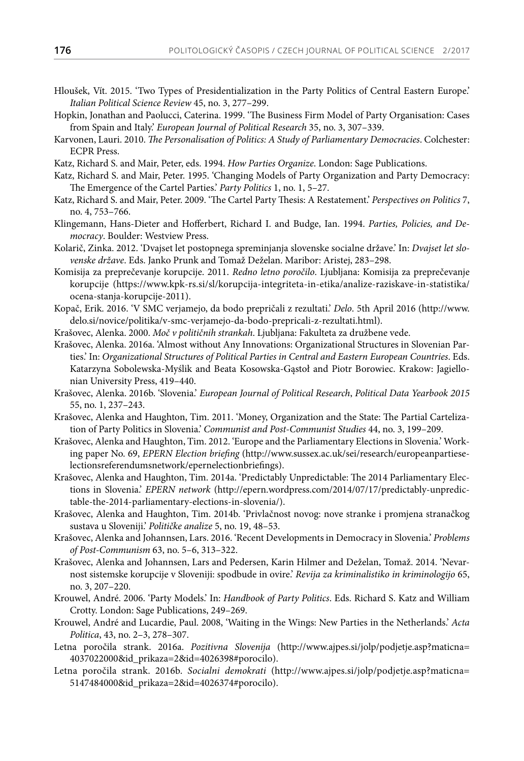Hloušek, Vít. 2015. 'Two Types of Presidentialization in the Party Politics of Central Eastern Europe.' *Italian Political Science Review* 45, no. 3, 277–299.

Hopkin, Jonathan and Paolucci, Caterina. 1999. 'The Business Firm Model of Party Organisation: Cases from Spain and Italy.' *European Journal of Political Research* 35, no. 3, 307–339.

Karvonen, Lauri. 2010. *The Personalisation of Politics: A Study of Parliamentary Democracies*. Colchester: ECPR Press.

Katz, Richard S. and Mair, Peter, eds. 1994. *How Parties Organize*. London: Sage Publications.

Katz, Richard S. and Mair, Peter. 1995. 'Changing Models of Party Organization and Party Democracy: The Emergence of the Cartel Parties.' *Party Politics* 1, no. 1, 5–27.

Katz, Richard S. and Mair, Peter. 2009. 'The Cartel Party Thesis: A Restatement.' *Perspectives on Politics* 7, no. 4, 753–766.

Klingemann, Hans-Dieter and Hofferbert, Richard I. and Budge, Ian. 1994. *Parties, Policies, and Democracy*. Boulder: Westview Press.

Kolarič, Zinka. 2012. 'Dvajset let postopnega spreminjanja slovenske socialne države.' In: *Dvajset let slovenske države*. Eds. Janko Prunk and Tomaž Deželan. Maribor: Aristej, 283–298.

Komisija za preprečevanje korupcije. 2011. *Redno letno poročilo*. Ljubljana: Komisija za preprečevanje korupcije (https://www.kpk-rs.si/sl/korupcija-integriteta-in-etika/analize-raziskave-in-statistika/ocena-stanja-korupcije-2011).

Kopač, Erik. 2016. 'V SMC verjamejo, da bodo prepričali z rezultati.' *Delo*. 5th April 2016 (http://www.delo.si/novice/politika/v-smc-verjamejo-da-bodo-preprical-z-rezultati.html).

Krašovec, Alenka. 2000. *Moč v političnih strankah*. Ljubljana: Fakulteta za družbene vede.

Krašovec, Alenka. 2016a. 'Almost without Any Innovations: Organizational Structures in Slovenian Parties.' In: *Organizational Structures of Political Parties in Central and Eastern European Countries*. Eds. Katarzyna Sobolewska-Myślik and Beata Kosowska-Gąstoł and Piotr Borowiec. Krakow: Jagiellonian University Press, 419–440.

Krašovec, Alenka. 2016b. 'Slovenia.' *European Journal of Political Research*, *Political Data Yearbook 2015* 55, no. 1, 237–243.

Krašovec, Alenka and Haughton, Tim. 2011. 'Money, Organization and the State: The Partial Cartelization of Party Politics in Slovenia.' *Communist and Post-Communist Studies* 44, no. 3, 199–209.

Krašovec, Alenka and Haughton, Tim. 2012. 'Europe and the Parliamentary Elections in Slovenia.' Working paper No. 69, *EPERN Election briefing* (http://www.sussex.ac.uk/sei/research/europeanpartieselectionsreferendumsnetwork/epernelectionbriefings).

Krašovec, Alenka and Haughton, Tim. 2014a. 'Predictably Unpredictable: The 2014 Parliamentary Elections in Slovenia.' *EPERN network* (http://epern.wordpress.com/2014/07/17/predictably-unpredictable-the-2014-parliamentary-elections-in-slovenia/).

Krašovec, Alenka and Haughton, Tim. 2014b. 'Privlačnost novog: nove stranke i promjena stranačkog sustava u Sloveniji.' *Političke analize* 5, no. 19, 48–53.

Krašovec, Alenka and Johannsen, Lars. 2016. 'Recent Developments in Democracy in Slovenia.' *Problems of Post-Communism* 63, no. 5–6, 313–322.

Krašovec, Alenka and Johannsen, Lars and Pedersen, Karin Hilmer and Deželan, Tomaž. 2014. 'Nevarnost sistemske korupcije v Sloveniji: spodbude in ovire.' *Revija za kriminalistiko in kriminologijo* 65, no. 3, 207–220.

Krouwel, André. 2006. 'Party Models.' In: *Handbook of Party Politics*. Eds. Richard S. Katz and William Crotty. London: Sage Publications, 249–269.

Krouwel, André and Lucardie, Paul. 2008, 'Waiting in the Wings: New Parties in the Netherlands.' *Acta Politica*, 43, no. 2–3, 278–307.

Letna poročila strank. 2016a. *Pozitivna Slovenija* (http://www.ajpes.si/jolp/podjetje.asp?maticna=4037022000&id_prikaza=2&id=4026398#porocilo).

Letna poročila strank. 2016b. *Socialni demokrati* (http://www.ajpes.si/jolp/podjetje.asp?maticna=5147484000&id_prikaza=2&id=4026374#porocilo).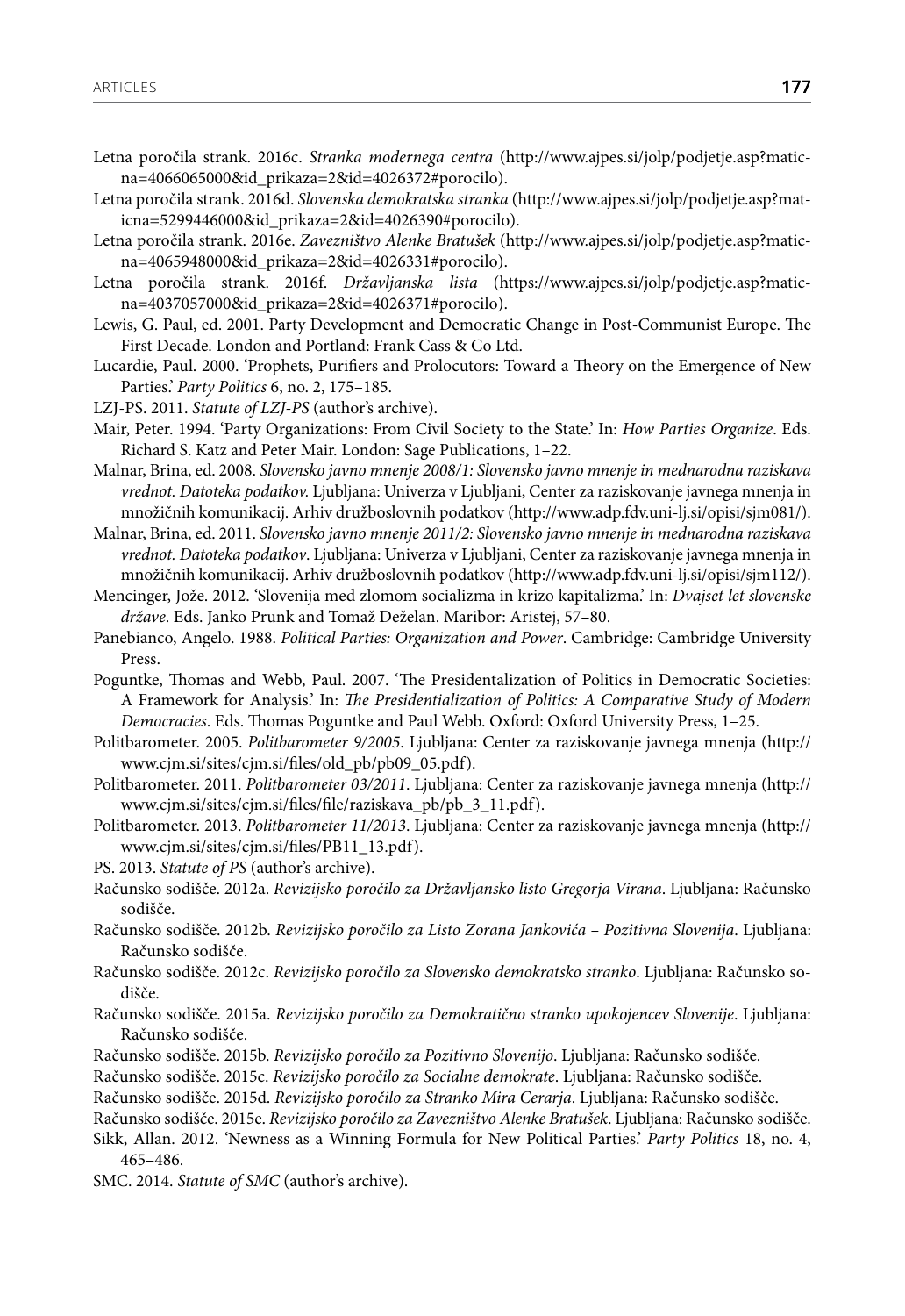Letna poročila strank. 2016c. *Stranka modernega centra* (http://www.ajpes.si/jolp/podjetje.asp?maticna=4066065000&id_prikaza=2&id=4026372#porocilo).

Letna poročila strank. 2016d. *Slovenska demokratska stranka* (http://www.ajpes.si/jolp/podjetje.asp?maticna=5299446000&id_prikaza=2&id=4026390#porocilo).

Letna poročila strank. 2016e. *Zavezništvo Alenke Bratušek* (http://www.ajpes.si/jolp/podjetje.asp?maticna=4065948000&id_prikaza=2&id=4026331#porocilo).

Letna poročila strank. 2016f. *Državljanska lista* (https://www.ajpes.si/jolp/podjetje.asp?maticna=4037057000&id_prikaza=2&id=4026371#porocilo).

Lewis, G. Paul, ed. 2001. Party Development and Democratic Change in Post-Communist Europe. The First Decade. London and Portland: Frank Cass & Co Ltd.

Lucardie, Paul. 2000. 'Prophets, Purifiers and Prolocutors: Toward a Theory on the Emergence of New Parties.' *Party Politics* 6, no. 2, 175–185.

LZJ-PS. 2011. *Statute of LZJ-PS* (author's archive).

Mair, Peter. 1994. 'Party Organizations: From Civil Society to the State.' In: *How Parties Organize*. Eds. Richard S. Katz and Peter Mair. London: Sage Publications, 1–22.

Malnar, Brina, ed. 2008. *Slovensko javno mnenje 2008/1: Slovensko javno mnenje in mednarodna raziskava vrednot. Datoteka podatkov.* Ljubljana: Univerza v Ljubljani, Center za raziskovanje javnega mnenja in množičnih komunikacij. Arhiv družboslovnih podatkov (http://www.adp.fdv.uni-lj.si/opisi/sjm081/).

Malnar, Brina, ed. 2011. *Slovensko javno mnenje 2011/2: Slovensko javno mnenje in mednarodna raziskava vrednot. Datoteka podatkov*. Ljubljana: Univerza v Ljubljani, Center za raziskovanje javnega mnenja in množičnih komunikacij. Arhiv družboslovnih podatkov (http://www.adp.fdv.uni-lj.si/opisi/sjm112/).

Mencinger, Jože. 2012. 'Slovenija med zlomom socializma in krizo kapitalizma.' In: *Dvajset let slovenske države*. Eds. Janko Prunk and Tomaž Deželan. Maribor: Aristej, 57–80.

Panebianco, Angelo. 1988. *Political Parties: Organization and Power*. Cambridge: Cambridge University Press.

Poguntke, Thomas and Webb, Paul. 2007. 'The Presidentalization of Politics in Democratic Societies: A Framework for Analysis.' In: *The Presidentialization of Politics: A Comparative Study of Modern Democracies*. Eds. Thomas Poguntke and Paul Webb. Oxford: Oxford University Press, 1–25.

Politbarometer. 2005. *Politbarometer 9/2005*. Ljubljana: Center za raziskovanje javnega mnenja (http://www.cjm.si/sites/cjm.si/files/old_pb/pb09_05.pdf).

Politbarometer. 2011. *Politbarometer 03/2011*. Ljubljana: Center za raziskovanje javnega mnenja (http://www.cjm.si/sites/cjm.si/files/file/raziskava_pb/pb_3_11.pdf).

Politbarometer. 2013. *Politbarometer 11/2013*. Ljubljana: Center za raziskovanje javnega mnenja (http://www.cjm.si/sites/cjm.si/files/PB11_13.pdf).

PS. 2013. *Statute of PS* (author's archive).

Računsko sodišče. 2012a. *Revizijsko poročilo za Državljansko listo Gregorja Virana*. Ljubljana: Računsko sodišče.

Računsko sodišče. 2012b. *Revizijsko poročilo za Listo Zorana Jankovića – Pozitivna Slovenija*. Ljubljana: Računsko sodišče.

Računsko sodišče. 2012c. *Revizijsko poročilo za Slovensko demokratsko stranko*. Ljubljana: Računsko sodišče.

Računsko sodišče. 2015a. *Revizijsko poročilo za Demokratično stranko upokojencev Slovenije*. Ljubljana: Računsko sodišče.

Računsko sodišče. 2015b. *Revizijsko poročilo za Pozitivno Slovenijo*. Ljubljana: Računsko sodišče.

Računsko sodišče. 2015c. *Revizijsko poročilo za Socialne demokrate*. Ljubljana: Računsko sodišče.

Računsko sodišče. 2015d. *Revizijsko poročilo za Stranko Mira Cerarja*. Ljubljana: Računsko sodišče.

Računsko sodišče. 2015e. *Revizijsko poročilo za Zavezništvo Alenke Bratušek*. Ljubljana: Računsko sodišče.

Sikk, Allan. 2012. 'Newness as a Winning Formula for New Political Parties.' *Party Politics* 18, no. 4, 465–486.

SMC. 2014. *Statute of SMC* (author's archive).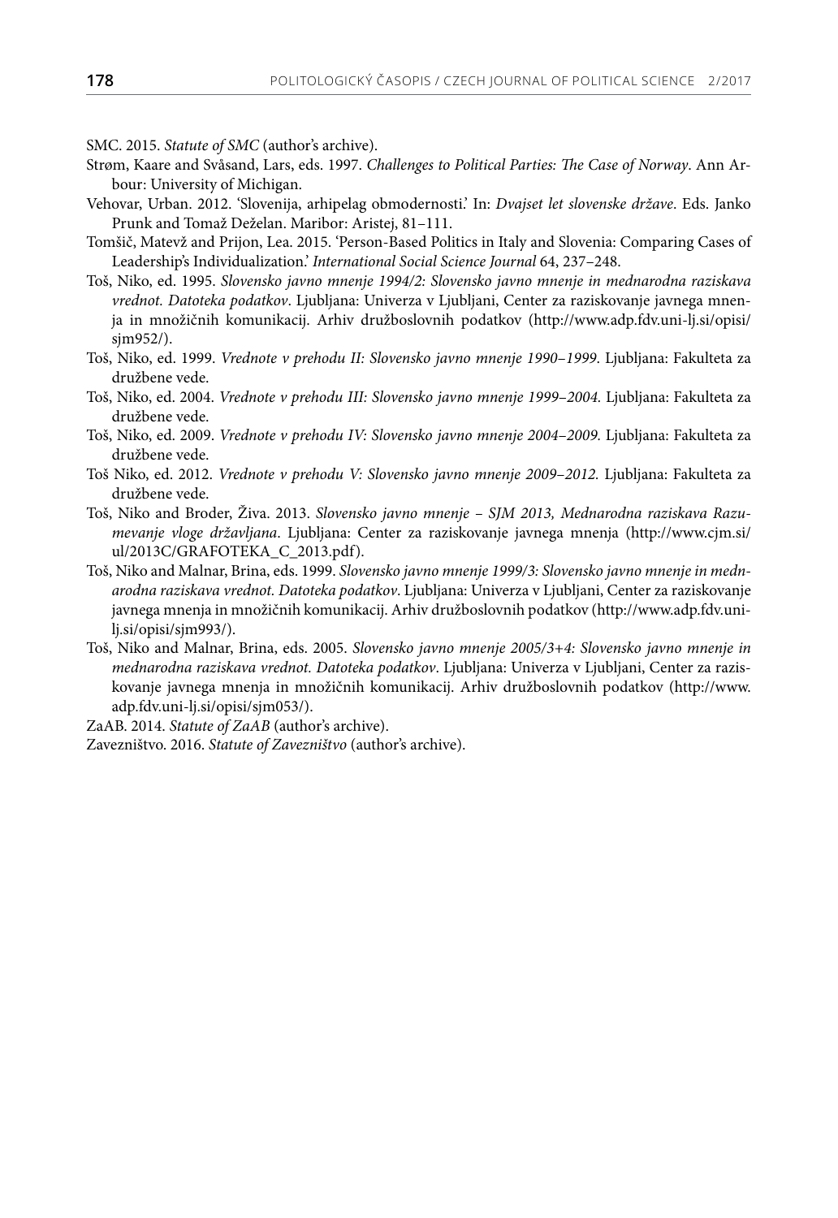SMC. 2015. *Statute of SMC* (author's archive).

Strøm, Kaare and Svåsand, Lars, eds. 1997. *Challenges to Political Parties: The Case of Norway*. Ann Arbour: University of Michigan.

Vehovar, Urban. 2012. 'Slovenija, arhipelag obmodernosti.' In: *Dvajset let slovenske države*. Eds. Janko Prunk and Tomaž Deželan. Maribor: Aristej, 81–111.

Tomšič, Matevž and Prijon, Lea. 2015. 'Person-Based Politics in Italy and Slovenia: Comparing Cases of Leadership's Individualization.' *International Social Science Journal* 64, 237–248.

Toš, Niko, ed. 1995. *Slovensko javno mnenje 1994/2: Slovensko javno mnenje in mednarodna raziskava vrednot. Datoteka podatkov*. Ljubljana: Univerza v Ljubljani, Center za raziskovanje javnega mnenja in množičnih komunikacij. Arhiv družboslovnih podatkov (http://www.adp.fdv.uni-lj.si/opisi/sjm952/).

Toš, Niko, ed. 1999. *Vrednote v prehodu II: Slovensko javno mnenje 1990–1999*. Ljubljana: Fakulteta za družbene vede.

Toš, Niko, ed. 2004. *Vrednote v prehodu III: Slovensko javno mnenje 1999–2004.* Ljubljana: Fakulteta za družbene vede.

Toš, Niko, ed. 2009. *Vrednote v prehodu IV: Slovensko javno mnenje 2004–2009.* Ljubljana: Fakulteta za družbene vede.

Toš Niko, ed. 2012. *Vrednote v prehodu V: Slovensko javno mnenje 2009–2012.* Ljubljana: Fakulteta za družbene vede.

Toš, Niko and Broder, Živa. 2013. *Slovensko javno mnenje – SJM 2013, Mednarodna raziskava Razumevanje vloge državljana*. Ljubljana: Center za raziskovanje javnega mnenja (http://www.cjm.si/ul/2013C/GRAFOTEKA_C_2013.pdf).

Toš, Niko and Malnar, Brina, eds. 1999. *Slovensko javno mnenje 1999/3: Slovensko javno mnenje in mednarodna raziskava vrednot. Datoteka podatkov*. Ljubljana: Univerza v Ljubljani, Center za raziskovanje javnega mnenja in množičnih komunikacij. Arhiv družboslovnih podatkov (http://www.adp.fdv.uni-lj.si/opisi/sjm993/).

Toš, Niko and Malnar, Brina, eds. 2005. *Slovensko javno mnenje 2005/3+4: Slovensko javno mnenje in mednarodna raziskava vrednot. Datoteka podatkov*. Ljubljana: Univerza v Ljubljani, Center za raziskovanje javnega mnenja in množičnih komunikacij. Arhiv družboslovnih podatkov (http://www.adp.fdv.uni-lj.si/opisi/sjm053/).

ZaAB. 2014. *Statute of ZaAB* (author's archive).

Zavezništvo. 2016. *Statute of Zavezništvo* (author's archive).